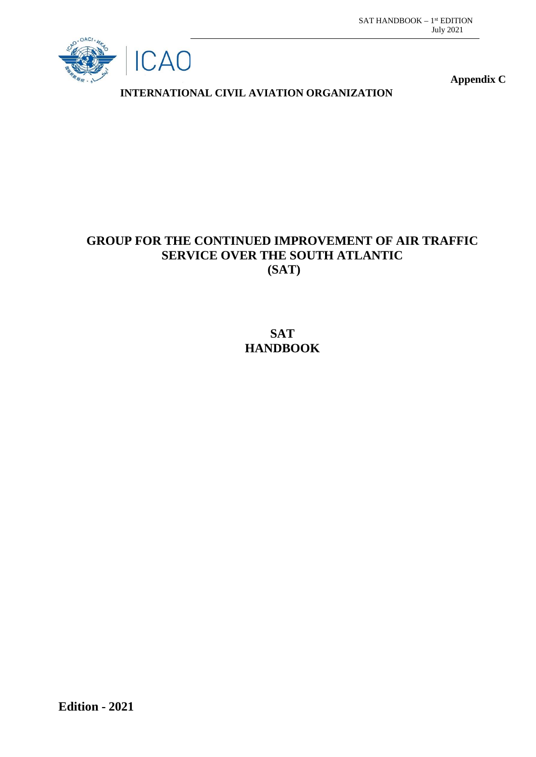**Appendix C**

**INTERNATIONAL CIVIL AVIATION ORGANIZATION**

# GROUP FOR THE CONTINUED IMPROVEMENT OF AIR TRAFFIC SERVICE OVER THE SOUTH ATLANTIC (SAT)

# SAT HANDBOOK

**Edition - 2021**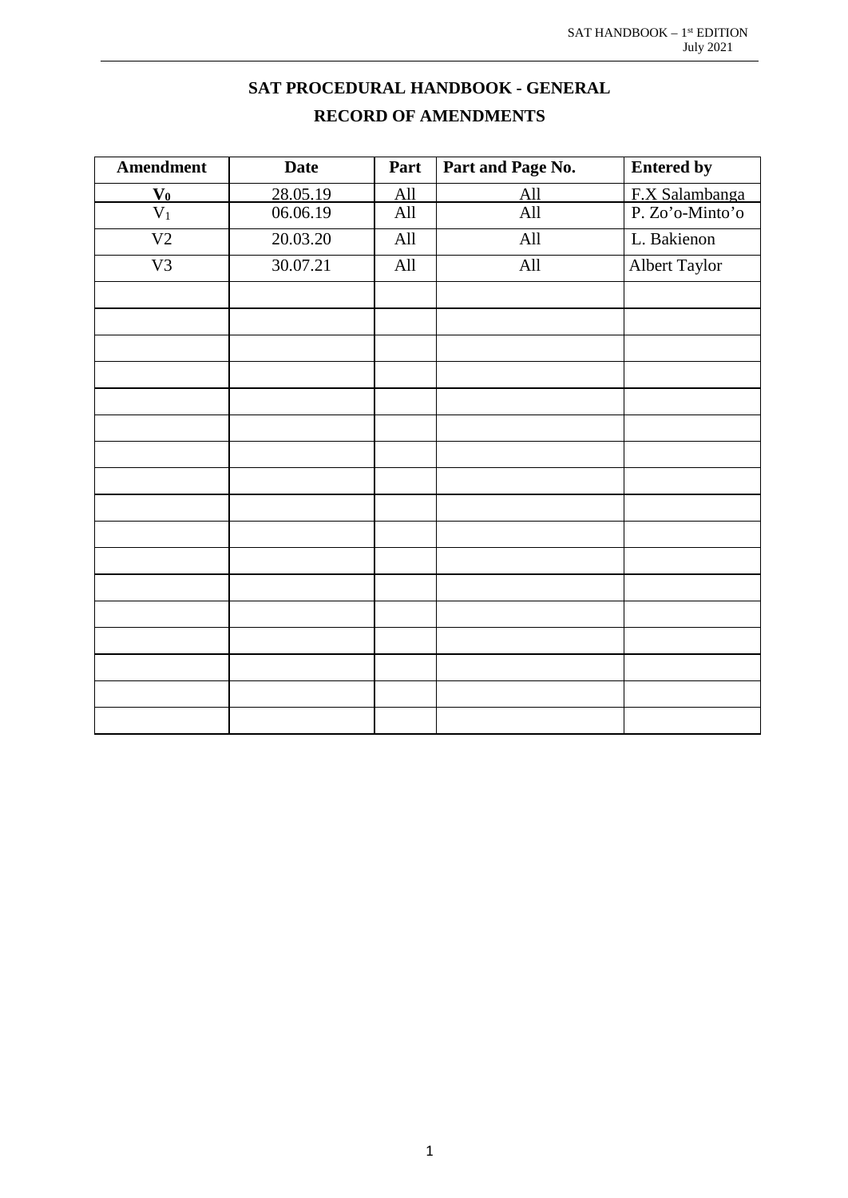# SAT PROCEDURAL HANDBOOK - GENERAL

## RECORD OF AMENDMENTS

| Amendment | Date | Part | Part and Page No. | Entered by |
|---|---|---|---|---|
| **$V_0$** | 28.05.19 | All | All | F.X Salambanga |
| $V_1$ | 06.06.19 | All | All | P. Zo'o-Minto'o |
| V2 | 20.03.20 | All | All | L. Bakienon |
| V3 | 30.07.21 | All | All | Albert Taylor |
| | | | | |
| | | | | |
| | | | | |
| | | | | |
| | | | | |
| | | | | |
| | | | | |
| | | | | |
| | | | | |
| | | | | |
| | | | | |
| | | | | |
| | | | | |
| | | | | |
| | | | | |
| | | | | |
| | | | | |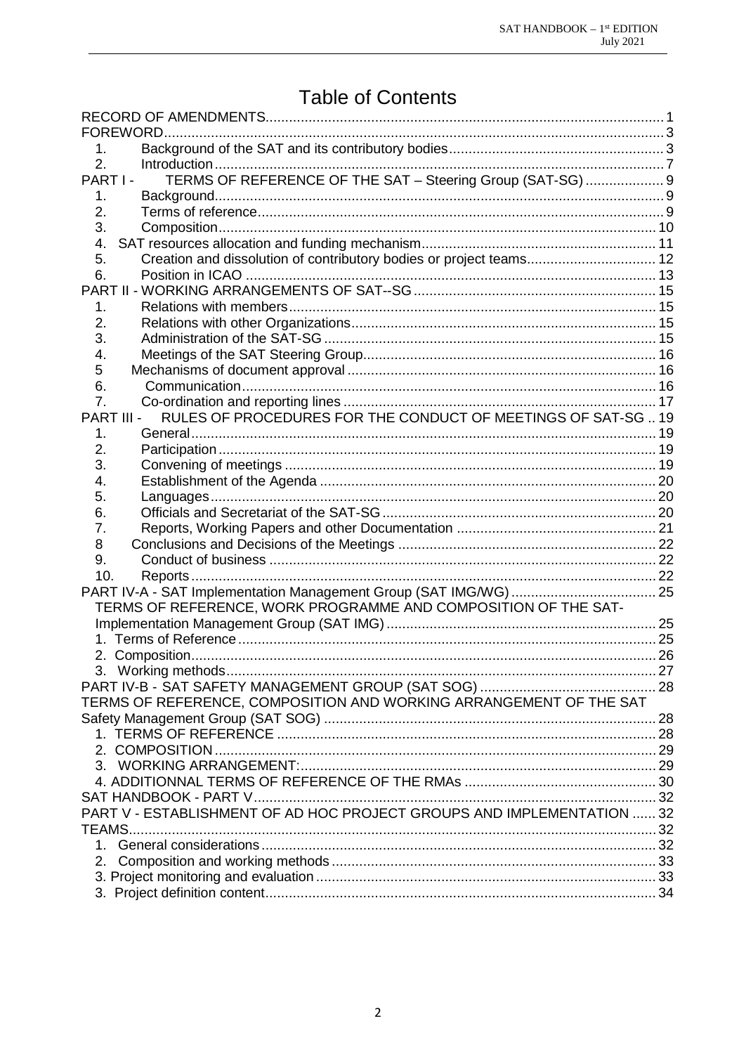# Table of Contents

RECORD OF AMENDMENTS ..... 1
FOREWORD ..... 3
1. Background of the SAT and its contributory bodies ..... 3
2. Introduction ..... 7

PART I - TERMS OF REFERENCE OF THE SAT – Steering Group (SAT-SG) ..... 9
1. Background ..... 9
2. Terms of reference ..... 9
3. Composition ..... 10
4. SAT resources allocation and funding mechanism ..... 11
5. Creation and dissolution of contributory bodies or project teams ..... 12
6. Position in ICAO ..... 13

PART II - WORKING ARRANGEMENTS OF SAT--SG ..... 15
1. Relations with members ..... 15
2. Relations with other Organizations ..... 15
3. Administration of the SAT-SG ..... 15
4. Meetings of the SAT Steering Group ..... 16
5 Mechanisms of document approval ..... 16
6. Communication ..... 16
7. Co-ordination and reporting lines ..... 17

PART III - RULES OF PROCEDURES FOR THE CONDUCT OF MEETINGS OF SAT-SG .. 19
1. General ..... 19
2. Participation ..... 19
3. Convening of meetings ..... 19
4. Establishment of the Agenda ..... 20
5. Languages ..... 20
6. Officials and Secretariat of the SAT-SG ..... 20
7. Reports, Working Papers and other Documentation ..... 21
8 Conclusions and Decisions of the Meetings ..... 22
9. Conduct of business ..... 22
10. Reports ..... 22

PART IV-A - SAT Implementation Management Group (SAT IMG/WG) ..... 25
TERMS OF REFERENCE, WORK PROGRAMME AND COMPOSITION OF THE SAT-Implementation Management Group (SAT IMG) ..... 25
1. Terms of Reference ..... 25
2. Composition ..... 26
3. Working methods ..... 27

PART IV-B - SAT SAFETY MANAGEMENT GROUP (SAT SOG) ..... 28
TERMS OF REFERENCE, COMPOSITION AND WORKING ARRANGEMENT OF THE SAT Safety Management Group (SAT SOG) ..... 28
1. TERMS OF REFERENCE ..... 28
2. COMPOSITION ..... 29
3. WORKING ARRANGEMENT: ..... 29
4. ADDITIONNAL TERMS OF REFERENCE OF THE RMAs ..... 30

SAT HANDBOOK - PART V ..... 32
PART V - ESTABLISHMENT OF AD HOC PROJECT GROUPS AND IMPLEMENTATION TEAMS ..... 32
1. General considerations ..... 32
2. Composition and working methods ..... 33
3. Project monitoring and evaluation ..... 33
3. Project definition content ..... 34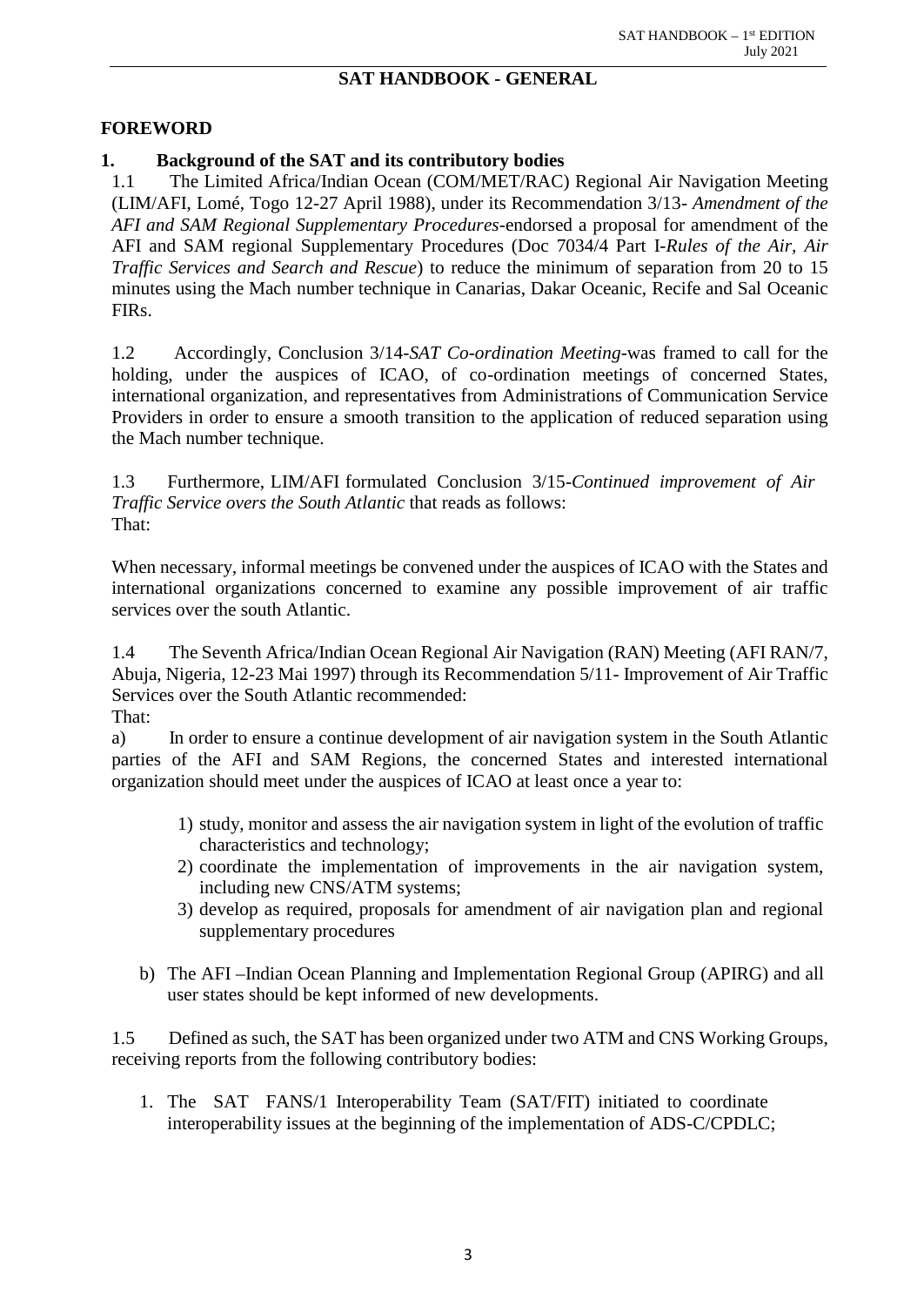## SAT HANDBOOK - GENERAL

## FOREWORD

### 1. Background of the SAT and its contributory bodies

1.1 The Limited Africa/Indian Ocean (COM/MET/RAC) Regional Air Navigation Meeting (LIM/AFI, Lomé, Togo 12-27 April 1988), under its Recommendation 3/13- *Amendment of the AFI and SAM Regional Supplementary Procedures*-endorsed a proposal for amendment of the AFI and SAM regional Supplementary Procedures (Doc 7034/4 Part I-*Rules of the Air, Air Traffic Services and Search and Rescue*) to reduce the minimum of separation from 20 to 15 minutes using the Mach number technique in Canarias, Dakar Oceanic, Recife and Sal Oceanic FIRs.

1.2 Accordingly, Conclusion 3/14-*SAT Co-ordination Meeting*-was framed to call for the holding, under the auspices of ICAO, of co-ordination meetings of concerned States, international organization, and representatives from Administrations of Communication Service Providers in order to ensure a smooth transition to the application of reduced separation using the Mach number technique.

1.3 Furthermore, LIM/AFI formulated Conclusion 3/15-*Continued improvement of Air Traffic Service overs the South Atlantic* that reads as follows:
That:

When necessary, informal meetings be convened under the auspices of ICAO with the States and international organizations concerned to examine any possible improvement of air traffic services over the south Atlantic.

1.4 The Seventh Africa/Indian Ocean Regional Air Navigation (RAN) Meeting (AFI RAN/7, Abuja, Nigeria, 12-23 Mai 1997) through its Recommendation 5/11- Improvement of Air Traffic Services over the South Atlantic recommended:
That:

a) In order to ensure a continue development of air navigation system in the South Atlantic parties of the AFI and SAM Regions, the concerned States and interested international organization should meet under the auspices of ICAO at least once a year to:

1) study, monitor and assess the air navigation system in light of the evolution of traffic characteristics and technology;
2) coordinate the implementation of improvements in the air navigation system, including new CNS/ATM systems;
3) develop as required, proposals for amendment of air navigation plan and regional supplementary procedures

b) The AFI –Indian Ocean Planning and Implementation Regional Group (APIRG) and all user states should be kept informed of new developments.

1.5 Defined as such, the SAT has been organized under two ATM and CNS Working Groups, receiving reports from the following contributory bodies:

1. The SAT FANS/1 Interoperability Team (SAT/FIT) initiated to coordinate interoperability issues at the beginning of the implementation of ADS-C/CPDLC;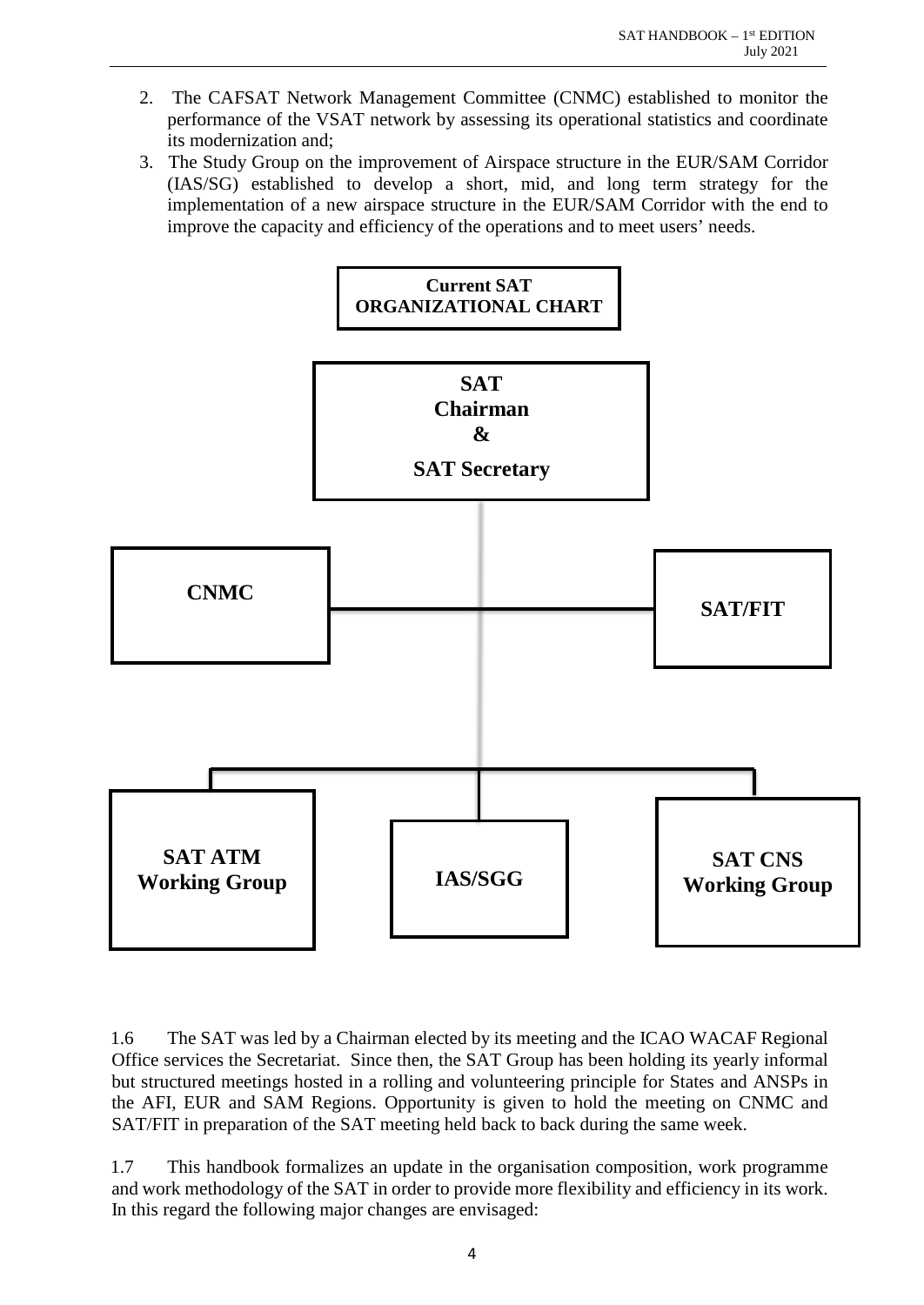2. The CAFSAT Network Management Committee (CNMC) established to monitor the performance of the VSAT network by assessing its operational statistics and coordinate its modernization and;
3. The Study Group on the improvement of Airspace structure in the EUR/SAM Corridor (IAS/SG) established to develop a short, mid, and long term strategy for the implementation of a new airspace structure in the EUR/SAM Corridor with the end to improve the capacity and efficiency of the operations and to meet users' needs.

**Current SAT ORGANIZATIONAL CHART**

**SAT Chairman & SAT Secretary**

**CNMC**

**SAT/FIT**

**SAT ATM Working Group**

**IAS/SGG**

**SAT CNS Working Group**

1.6 The SAT was led by a Chairman elected by its meeting and the ICAO WACAF Regional Office services the Secretariat. Since then, the SAT Group has been holding its yearly informal but structured meetings hosted in a rolling and volunteering principle for States and ANSPs in the AFI, EUR and SAM Regions. Opportunity is given to hold the meeting on CNMC and SAT/FIT in preparation of the SAT meeting held back to back during the same week.

1.7 This handbook formalizes an update in the organisation composition, work programme and work methodology of the SAT in order to provide more flexibility and efficiency in its work. In this regard the following major changes are envisaged: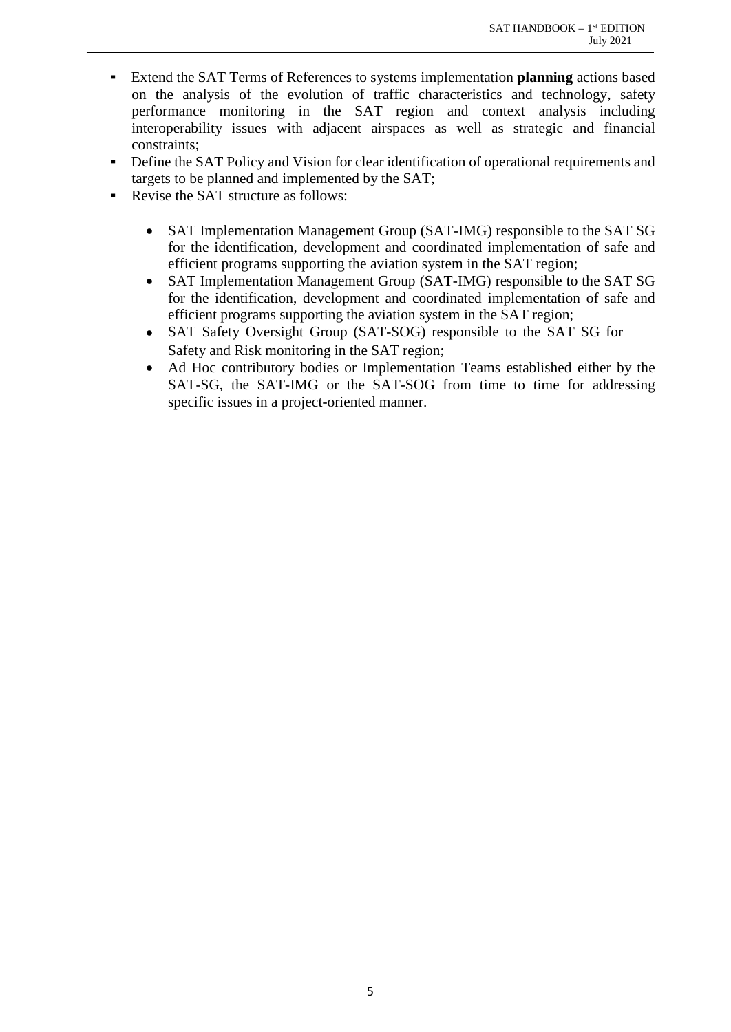- Extend the SAT Terms of References to systems implementation **planning** actions based on the analysis of the evolution of traffic characteristics and technology, safety performance monitoring in the SAT region and context analysis including interoperability issues with adjacent airspaces as well as strategic and financial constraints;
- Define the SAT Policy and Vision for clear identification of operational requirements and targets to be planned and implemented by the SAT;
- Revise the SAT structure as follows:

  - SAT Implementation Management Group (SAT-IMG) responsible to the SAT SG for the identification, development and coordinated implementation of safe and efficient programs supporting the aviation system in the SAT region;
  - SAT Implementation Management Group (SAT-IMG) responsible to the SAT SG for the identification, development and coordinated implementation of safe and efficient programs supporting the aviation system in the SAT region;
  - SAT Safety Oversight Group (SAT-SOG) responsible to the SAT SG for Safety and Risk monitoring in the SAT region;
  - Ad Hoc contributory bodies or Implementation Teams established either by the SAT-SG, the SAT-IMG or the SAT-SOG from time to time for addressing specific issues in a project-oriented manner.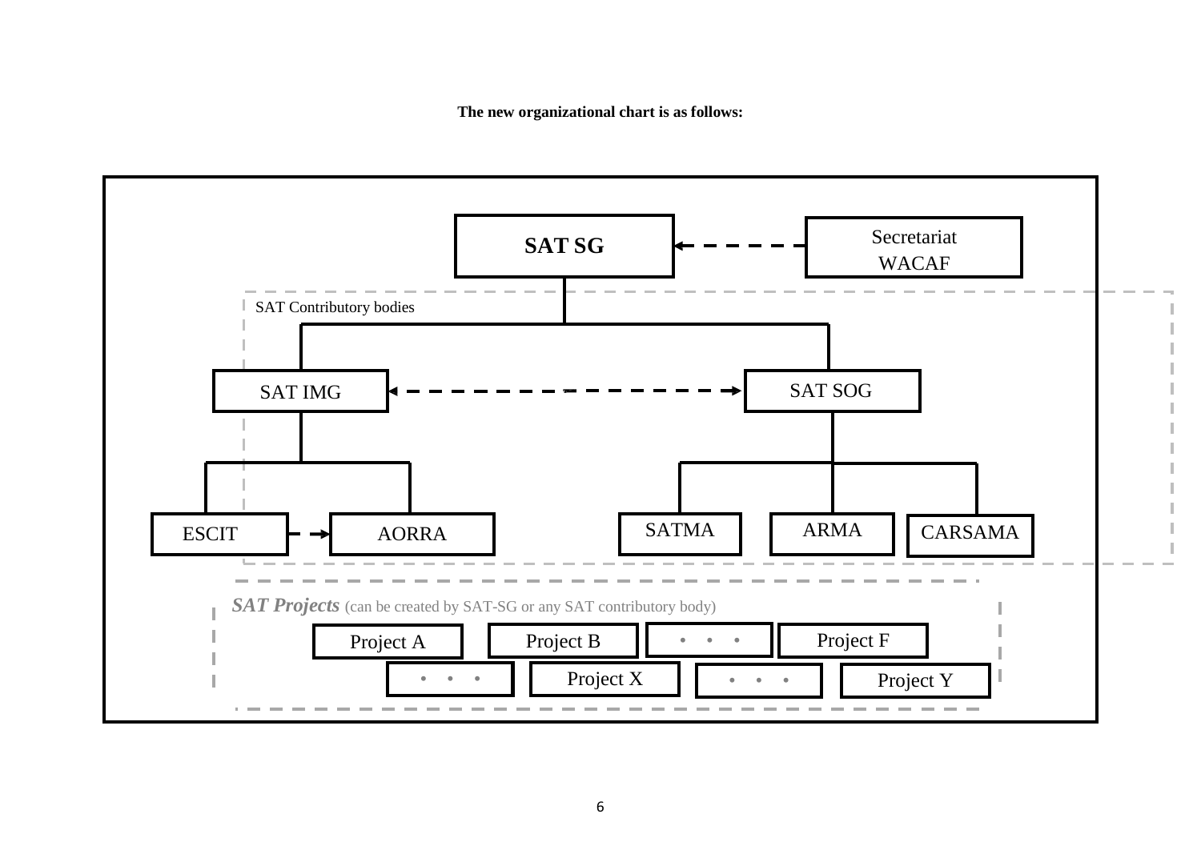**The new organizational chart is as follows:**

SAT SG

Secretariat WACAF

SAT Contributory bodies

SAT IMG

SAT SOG

ESCIT

AORRA

SATMA

ARMA

CARSAMA

*SAT Projects* (can be created by SAT-SG or any SAT contributory body)

Project A

Project B

• • •

Project F

• • •

Project X

• • •

Project Y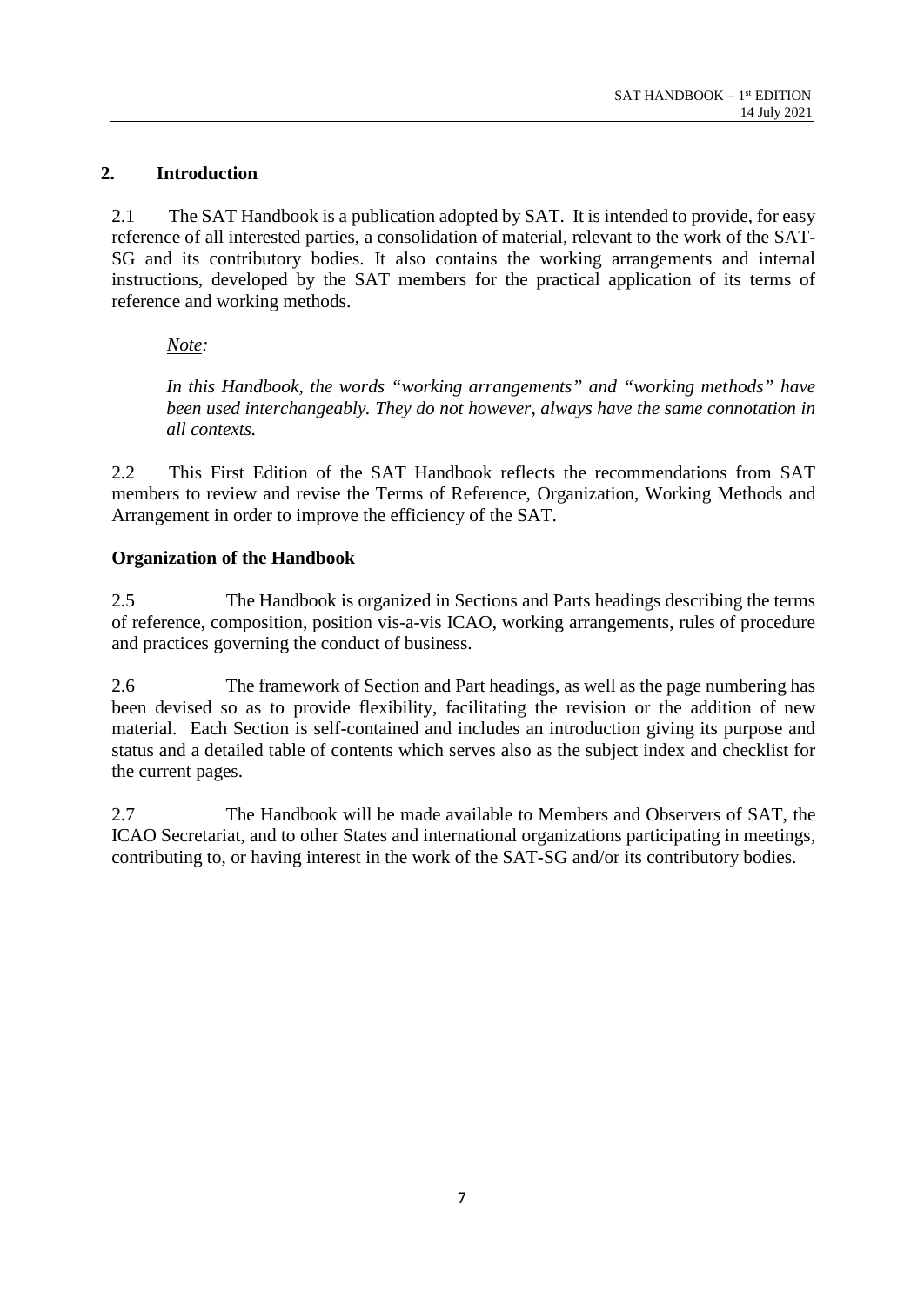## 2. Introduction

2.1 The SAT Handbook is a publication adopted by SAT. It is intended to provide, for easy reference of all interested parties, a consolidation of material, relevant to the work of the SAT-SG and its contributory bodies. It also contains the working arrangements and internal instructions, developed by the SAT members for the practical application of its terms of reference and working methods.

*Note:*

*In this Handbook, the words "working arrangements" and "working methods" have been used interchangeably. They do not however, always have the same connotation in all contexts.*

2.2 This First Edition of the SAT Handbook reflects the recommendations from SAT members to review and revise the Terms of Reference, Organization, Working Methods and Arrangement in order to improve the efficiency of the SAT.

**Organization of the Handbook**

2.5 The Handbook is organized in Sections and Parts headings describing the terms of reference, composition, position vis-a-vis ICAO, working arrangements, rules of procedure and practices governing the conduct of business.

2.6 The framework of Section and Part headings, as well as the page numbering has been devised so as to provide flexibility, facilitating the revision or the addition of new material. Each Section is self-contained and includes an introduction giving its purpose and status and a detailed table of contents which serves also as the subject index and checklist for the current pages.

2.7 The Handbook will be made available to Members and Observers of SAT, the ICAO Secretariat, and to other States and international organizations participating in meetings, contributing to, or having interest in the work of the SAT-SG and/or its contributory bodies.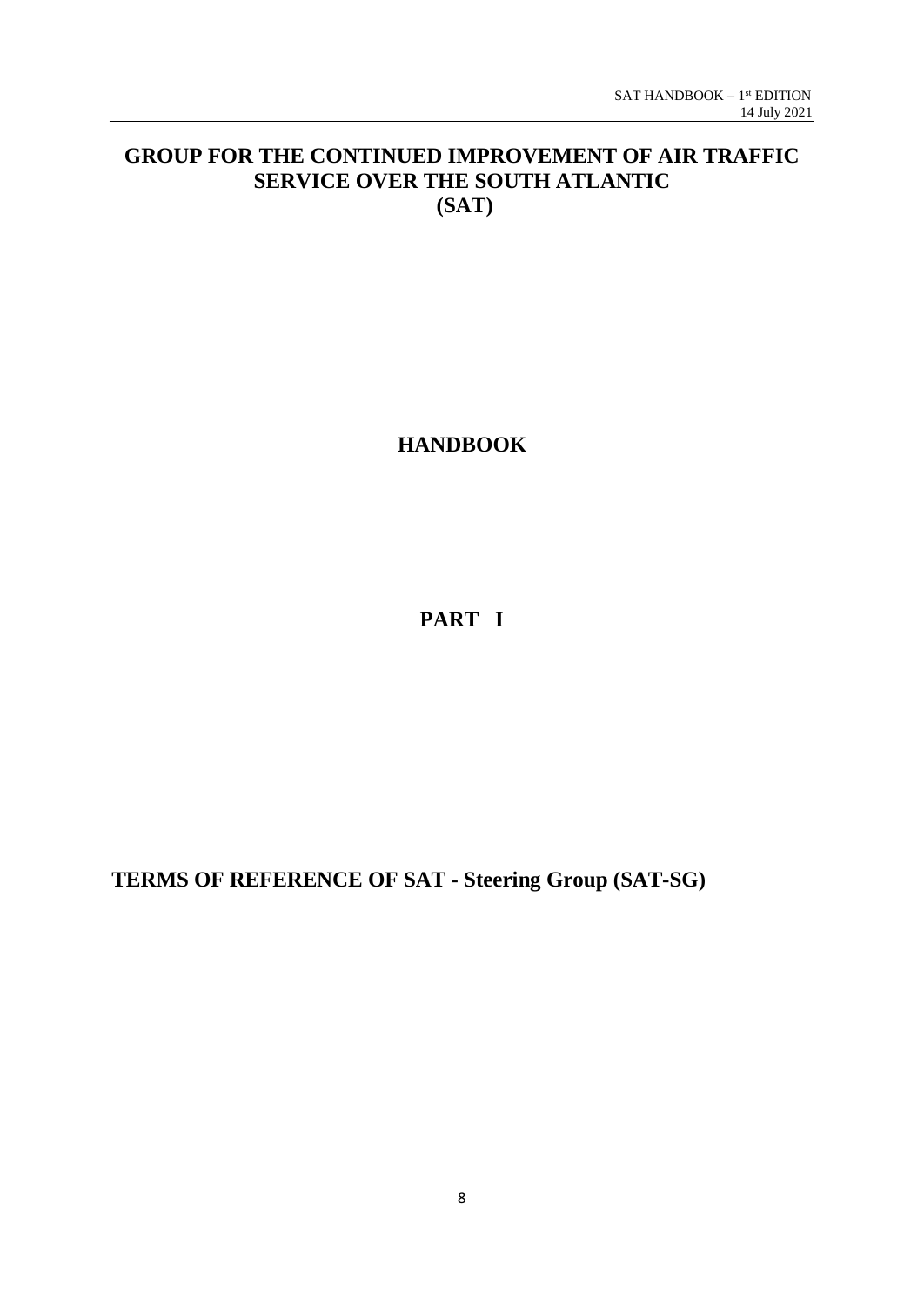# GROUP FOR THE CONTINUED IMPROVEMENT OF AIR TRAFFIC SERVICE OVER THE SOUTH ATLANTIC (SAT)

## HANDBOOK

## PART I

## TERMS OF REFERENCE OF SAT - Steering Group (SAT-SG)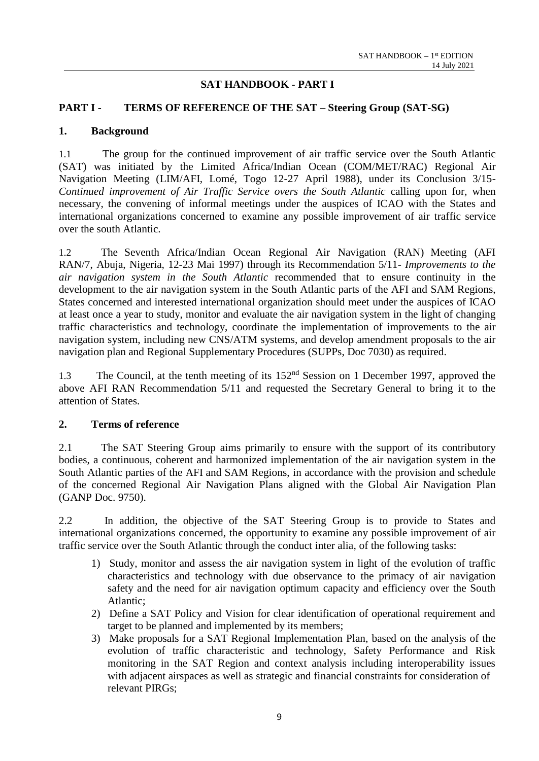# SAT HANDBOOK - PART I

## PART I - TERMS OF REFERENCE OF THE SAT – Steering Group (SAT-SG)

### 1. Background

1.1 The group for the continued improvement of air traffic service over the South Atlantic (SAT) was initiated by the Limited Africa/Indian Ocean (COM/MET/RAC) Regional Air Navigation Meeting (LIM/AFI, Lomé, Togo 12-27 April 1988), under its Conclusion 3/15- *Continued improvement of Air Traffic Service overs the South Atlantic* calling upon for, when necessary, the convening of informal meetings under the auspices of ICAO with the States and international organizations concerned to examine any possible improvement of air traffic service over the south Atlantic.

1.2 The Seventh Africa/Indian Ocean Regional Air Navigation (RAN) Meeting (AFI RAN/7, Abuja, Nigeria, 12-23 Mai 1997) through its Recommendation 5/11- *Improvements to the air navigation system in the South Atlantic* recommended that to ensure continuity in the development to the air navigation system in the South Atlantic parts of the AFI and SAM Regions, States concerned and interested international organization should meet under the auspices of ICAO at least once a year to study, monitor and evaluate the air navigation system in the light of changing traffic characteristics and technology, coordinate the implementation of improvements to the air navigation system, including new CNS/ATM systems, and develop amendment proposals to the air navigation plan and Regional Supplementary Procedures (SUPPs, Doc 7030) as required.

1.3 The Council, at the tenth meeting of its 152nd Session on 1 December 1997, approved the above AFI RAN Recommendation 5/11 and requested the Secretary General to bring it to the attention of States.

### 2. Terms of reference

2.1 The SAT Steering Group aims primarily to ensure with the support of its contributory bodies, a continuous, coherent and harmonized implementation of the air navigation system in the South Atlantic parties of the AFI and SAM Regions, in accordance with the provision and schedule of the concerned Regional Air Navigation Plans aligned with the Global Air Navigation Plan (GANP Doc. 9750).

2.2 In addition, the objective of the SAT Steering Group is to provide to States and international organizations concerned, the opportunity to examine any possible improvement of air traffic service over the South Atlantic through the conduct inter alia, of the following tasks:

1) Study, monitor and assess the air navigation system in light of the evolution of traffic characteristics and technology with due observance to the primacy of air navigation safety and the need for air navigation optimum capacity and efficiency over the South Atlantic;
2) Define a SAT Policy and Vision for clear identification of operational requirement and target to be planned and implemented by its members;
3) Make proposals for a SAT Regional Implementation Plan, based on the analysis of the evolution of traffic characteristic and technology, Safety Performance and Risk monitoring in the SAT Region and context analysis including interoperability issues with adjacent airspaces as well as strategic and financial constraints for consideration of relevant PIRGs;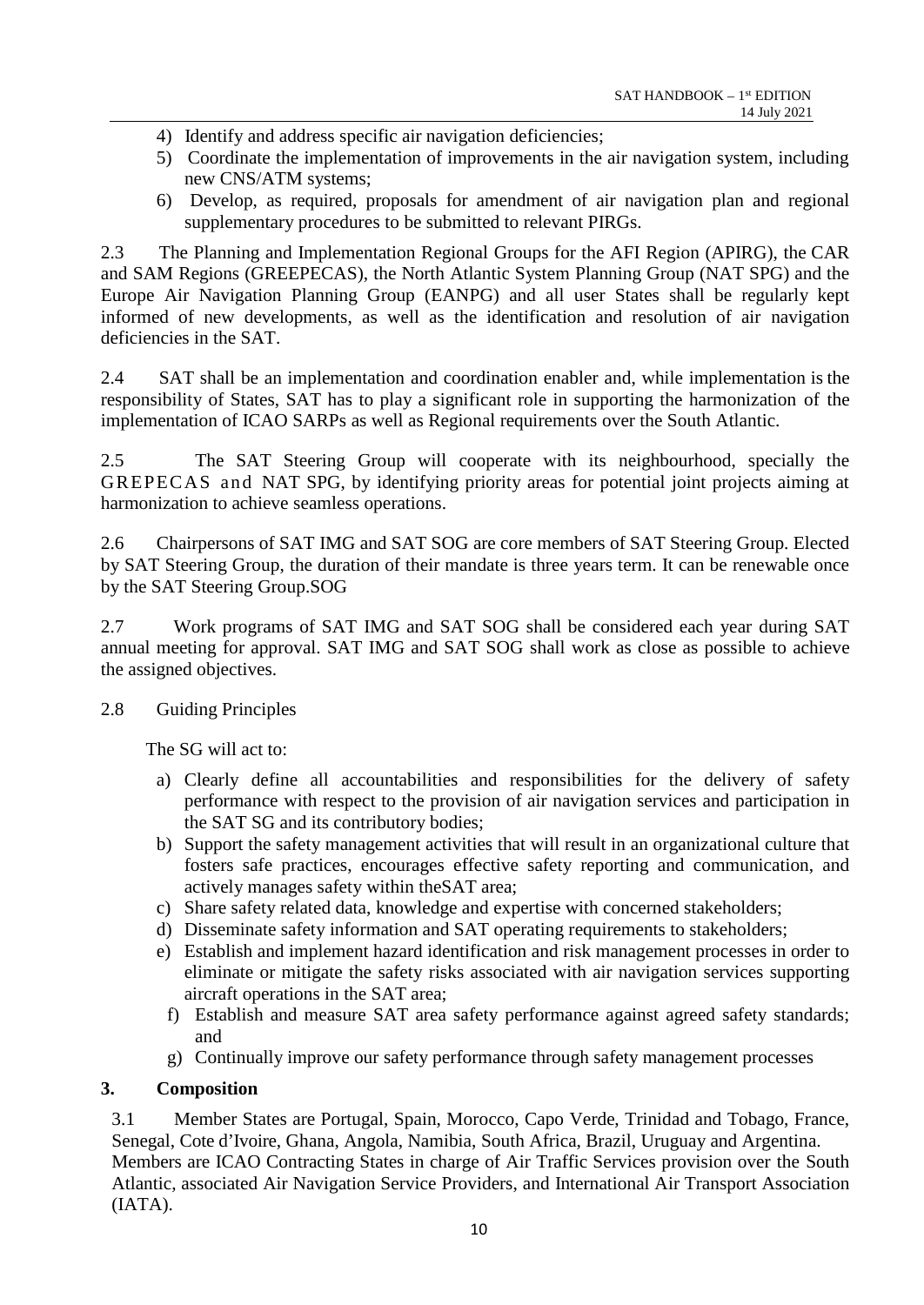4) Identify and address specific air navigation deficiencies;
5) Coordinate the implementation of improvements in the air navigation system, including new CNS/ATM systems;
6) Develop, as required, proposals for amendment of air navigation plan and regional supplementary procedures to be submitted to relevant PIRGs.

2.3 The Planning and Implementation Regional Groups for the AFI Region (APIRG), the CAR and SAM Regions (GREEPECAS), the North Atlantic System Planning Group (NAT SPG) and the Europe Air Navigation Planning Group (EANPG) and all user States shall be regularly kept informed of new developments, as well as the identification and resolution of air navigation deficiencies in the SAT.

2.4 SAT shall be an implementation and coordination enabler and, while implementation is the responsibility of States, SAT has to play a significant role in supporting the harmonization of the implementation of ICAO SARPs as well as Regional requirements over the South Atlantic.

2.5 The SAT Steering Group will cooperate with its neighbourhood, specially the GREPECAS and NAT SPG, by identifying priority areas for potential joint projects aiming at harmonization to achieve seamless operations.

2.6 Chairpersons of SAT IMG and SAT SOG are core members of SAT Steering Group. Elected by SAT Steering Group, the duration of their mandate is three years term. It can be renewable once by the SAT Steering Group.SOG

2.7 Work programs of SAT IMG and SAT SOG shall be considered each year during SAT annual meeting for approval. SAT IMG and SAT SOG shall work as close as possible to achieve the assigned objectives.

2.8 Guiding Principles

The SG will act to:

a) Clearly define all accountabilities and responsibilities for the delivery of safety performance with respect to the provision of air navigation services and participation in the SAT SG and its contributory bodies;
b) Support the safety management activities that will result in an organizational culture that fosters safe practices, encourages effective safety reporting and communication, and actively manages safety within theSAT area;
c) Share safety related data, knowledge and expertise with concerned stakeholders;
d) Disseminate safety information and SAT operating requirements to stakeholders;
e) Establish and implement hazard identification and risk management processes in order to eliminate or mitigate the safety risks associated with air navigation services supporting aircraft operations in the SAT area;
f) Establish and measure SAT area safety performance against agreed safety standards; and
g) Continually improve our safety performance through safety management processes

## 3. Composition

3.1 Member States are Portugal, Spain, Morocco, Capo Verde, Trinidad and Tobago, France, Senegal, Cote d'Ivoire, Ghana, Angola, Namibia, South Africa, Brazil, Uruguay and Argentina. Members are ICAO Contracting States in charge of Air Traffic Services provision over the South Atlantic, associated Air Navigation Service Providers, and International Air Transport Association (IATA).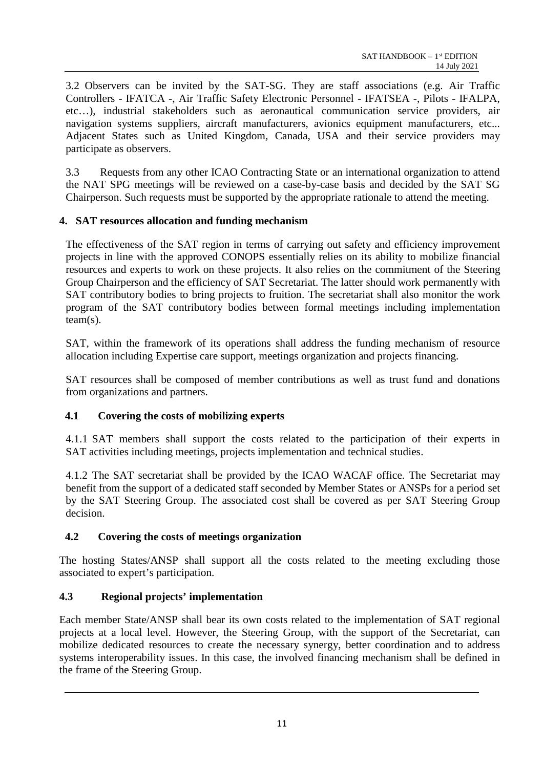3.2 Observers can be invited by the SAT-SG. They are staff associations (e.g. Air Traffic Controllers - IFATCA -, Air Traffic Safety Electronic Personnel - IFATSEA -, Pilots - IFALPA, etc…), industrial stakeholders such as aeronautical communication service providers, air navigation systems suppliers, aircraft manufacturers, avionics equipment manufacturers, etc... Adjacent States such as United Kingdom, Canada, USA and their service providers may participate as observers.

3.3 Requests from any other ICAO Contracting State or an international organization to attend the NAT SPG meetings will be reviewed on a case-by-case basis and decided by the SAT SG Chairperson. Such requests must be supported by the appropriate rationale to attend the meeting.

## 4. SAT resources allocation and funding mechanism

The effectiveness of the SAT region in terms of carrying out safety and efficiency improvement projects in line with the approved CONOPS essentially relies on its ability to mobilize financial resources and experts to work on these projects. It also relies on the commitment of the Steering Group Chairperson and the efficiency of SAT Secretariat. The latter should work permanently with SAT contributory bodies to bring projects to fruition. The secretariat shall also monitor the work program of the SAT contributory bodies between formal meetings including implementation team(s).

SAT, within the framework of its operations shall address the funding mechanism of resource allocation including Expertise care support, meetings organization and projects financing.

SAT resources shall be composed of member contributions as well as trust fund and donations from organizations and partners.

### 4.1 Covering the costs of mobilizing experts

4.1.1 SAT members shall support the costs related to the participation of their experts in SAT activities including meetings, projects implementation and technical studies.

4.1.2 The SAT secretariat shall be provided by the ICAO WACAF office. The Secretariat may benefit from the support of a dedicated staff seconded by Member States or ANSPs for a period set by the SAT Steering Group. The associated cost shall be covered as per SAT Steering Group decision.

### 4.2 Covering the costs of meetings organization

The hosting States/ANSP shall support all the costs related to the meeting excluding those associated to expert's participation.

### 4.3 Regional projects' implementation

Each member State/ANSP shall bear its own costs related to the implementation of SAT regional projects at a local level. However, the Steering Group, with the support of the Secretariat, can mobilize dedicated resources to create the necessary synergy, better coordination and to address systems interoperability issues. In this case, the involved financing mechanism shall be defined in the frame of the Steering Group.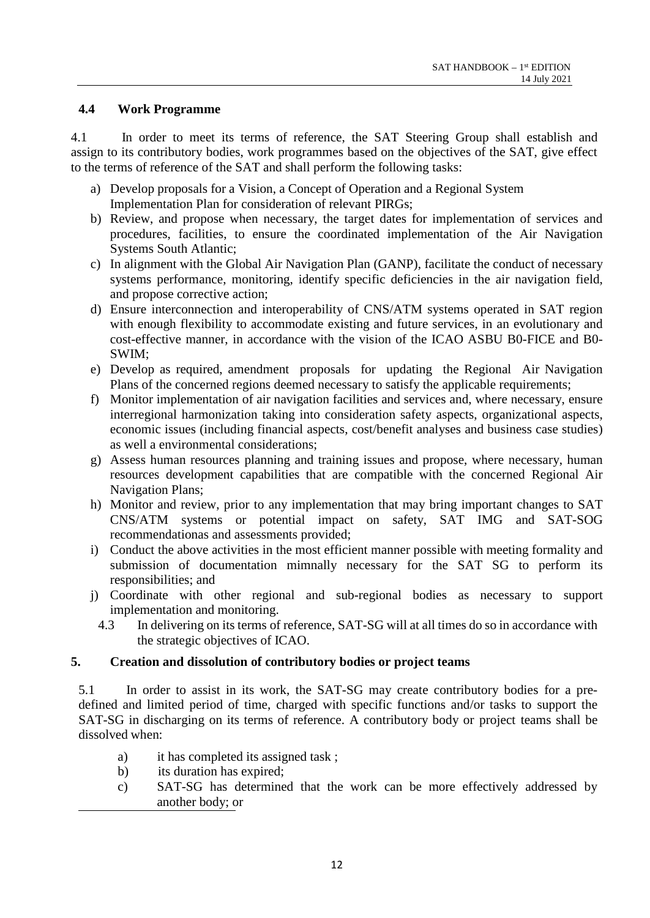### 4.4 Work Programme

4.1 In order to meet its terms of reference, the SAT Steering Group shall establish and assign to its contributory bodies, work programmes based on the objectives of the SAT, give effect to the terms of reference of the SAT and shall perform the following tasks:

a) Develop proposals for a Vision, a Concept of Operation and a Regional System Implementation Plan for consideration of relevant PIRGs;
b) Review, and propose when necessary, the target dates for implementation of services and procedures, facilities, to ensure the coordinated implementation of the Air Navigation Systems South Atlantic;
c) In alignment with the Global Air Navigation Plan (GANP), facilitate the conduct of necessary systems performance, monitoring, identify specific deficiencies in the air navigation field, and propose corrective action;
d) Ensure interconnection and interoperability of CNS/ATM systems operated in SAT region with enough flexibility to accommodate existing and future services, in an evolutionary and cost-effective manner, in accordance with the vision of the ICAO ASBU B0-FICE and B0-SWIM;
e) Develop as required, amendment proposals for updating the Regional Air Navigation Plans of the concerned regions deemed necessary to satisfy the applicable requirements;
f) Monitor implementation of air navigation facilities and services and, where necessary, ensure interregional harmonization taking into consideration safety aspects, organizational aspects, economic issues (including financial aspects, cost/benefit analyses and business case studies) as well a environmental considerations;
g) Assess human resources planning and training issues and propose, where necessary, human resources development capabilities that are compatible with the concerned Regional Air Navigation Plans;
h) Monitor and review, prior to any implementation that may bring important changes to SAT CNS/ATM systems or potential impact on safety, SAT IMG and SAT-SOG recommendationas and assessments provided;
i) Conduct the above activities in the most efficient manner possible with meeting formality and submission of documentation mimnally necessary for the SAT SG to perform its responsibilities; and
j) Coordinate with other regional and sub-regional bodies as necessary to support implementation and monitoring.

4.3 In delivering on its terms of reference, SAT-SG will at all times do so in accordance with the strategic objectives of ICAO.

## 5. Creation and dissolution of contributory bodies or project teams

5.1 In order to assist in its work, the SAT-SG may create contributory bodies for a pre-defined and limited period of time, charged with specific functions and/or tasks to support the SAT-SG in discharging on its terms of reference. A contributory body or project teams shall be dissolved when:

a) it has completed its assigned task ;
b) its duration has expired;
c) SAT-SG has determined that the work can be more effectively addressed by another body; or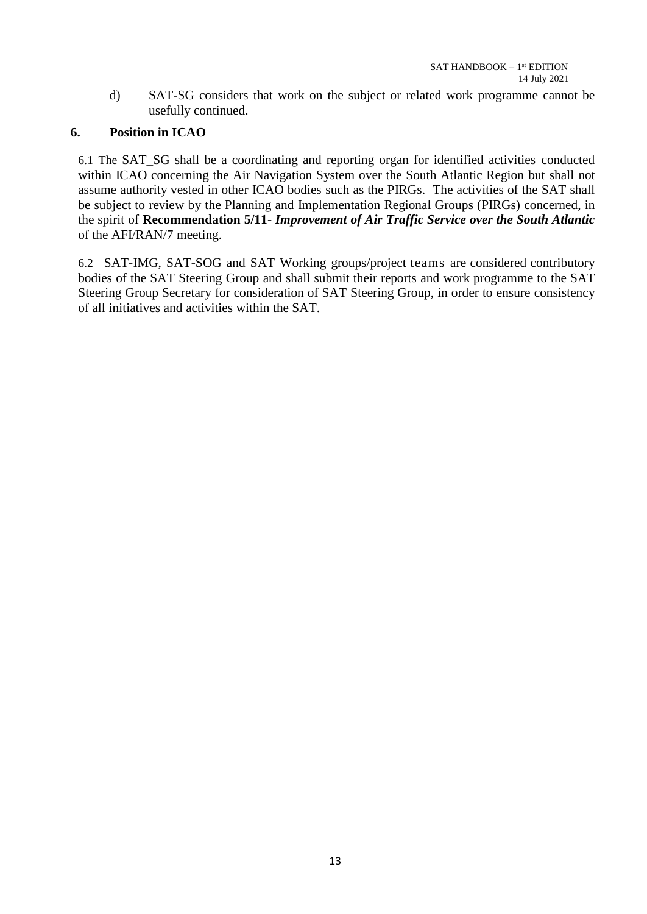d) SAT-SG considers that work on the subject or related work programme cannot be usefully continued.

## 6. Position in ICAO

6.1 The SAT_SG shall be a coordinating and reporting organ for identified activities conducted within ICAO concerning the Air Navigation System over the South Atlantic Region but shall not assume authority vested in other ICAO bodies such as the PIRGs. The activities of the SAT shall be subject to review by the Planning and Implementation Regional Groups (PIRGs) concerned, in the spirit of **Recommendation 5/11**- ***Improvement of Air Traffic Service over the South Atlantic*** of the AFI/RAN/7 meeting.

6.2 SAT-IMG, SAT-SOG and SAT Working groups/project teams are considered contributory bodies of the SAT Steering Group and shall submit their reports and work programme to the SAT Steering Group Secretary for consideration of SAT Steering Group, in order to ensure consistency of all initiatives and activities within the SAT.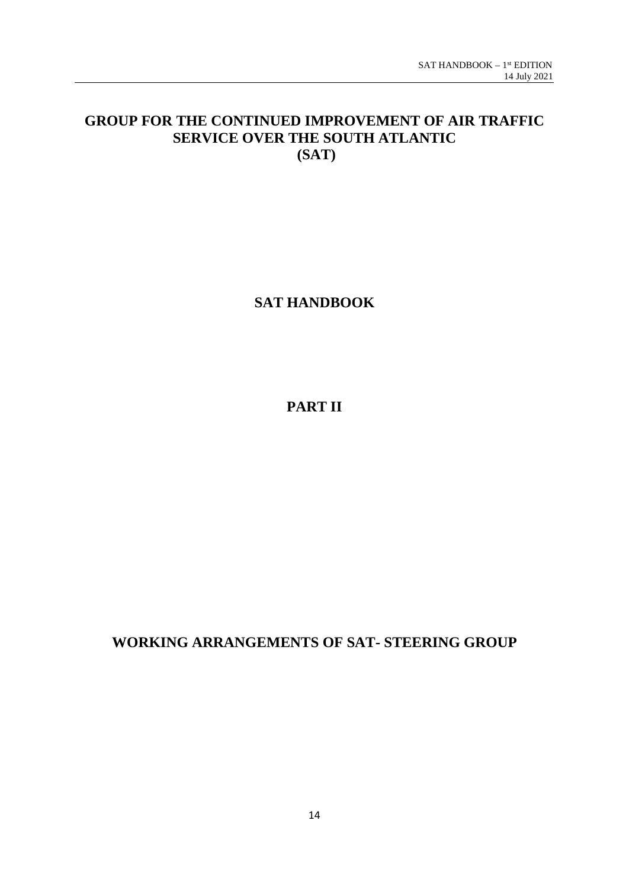# GROUP FOR THE CONTINUED IMPROVEMENT OF AIR TRAFFIC SERVICE OVER THE SOUTH ATLANTIC (SAT)

# SAT HANDBOOK

# PART II

# WORKING ARRANGEMENTS OF SAT- STEERING GROUP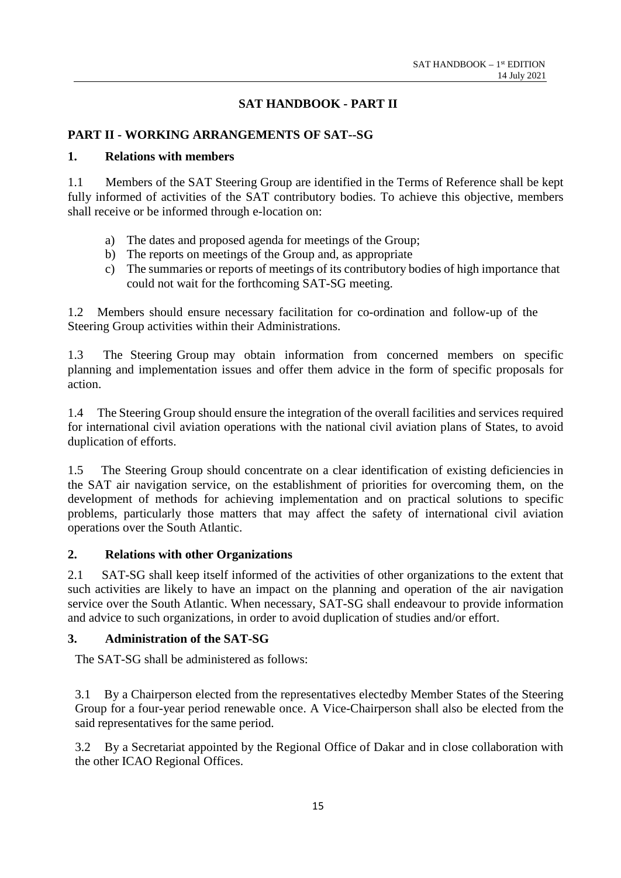## SAT HANDBOOK - PART II

### PART II - WORKING ARRANGEMENTS OF SAT--SG

### 1. Relations with members

1.1 Members of the SAT Steering Group are identified in the Terms of Reference shall be kept fully informed of activities of the SAT contributory bodies. To achieve this objective, members shall receive or be informed through e-location on:

a) The dates and proposed agenda for meetings of the Group;
b) The reports on meetings of the Group and, as appropriate
c) The summaries or reports of meetings of its contributory bodies of high importance that could not wait for the forthcoming SAT-SG meeting.

1.2 Members should ensure necessary facilitation for co-ordination and follow-up of the Steering Group activities within their Administrations.

1.3 The Steering Group may obtain information from concerned members on specific planning and implementation issues and offer them advice in the form of specific proposals for action.

1.4 The Steering Group should ensure the integration of the overall facilities and services required for international civil aviation operations with the national civil aviation plans of States, to avoid duplication of efforts.

1.5 The Steering Group should concentrate on a clear identification of existing deficiencies in the SAT air navigation service, on the establishment of priorities for overcoming them, on the development of methods for achieving implementation and on practical solutions to specific problems, particularly those matters that may affect the safety of international civil aviation operations over the South Atlantic.

### 2. Relations with other Organizations

2.1 SAT-SG shall keep itself informed of the activities of other organizations to the extent that such activities are likely to have an impact on the planning and operation of the air navigation service over the South Atlantic. When necessary, SAT-SG shall endeavour to provide information and advice to such organizations, in order to avoid duplication of studies and/or effort.

### 3. Administration of the SAT-SG

The SAT-SG shall be administered as follows:

3.1 By a Chairperson elected from the representatives electedby Member States of the Steering Group for a four-year period renewable once. A Vice-Chairperson shall also be elected from the said representatives for the same period.

3.2 By a Secretariat appointed by the Regional Office of Dakar and in close collaboration with the other ICAO Regional Offices.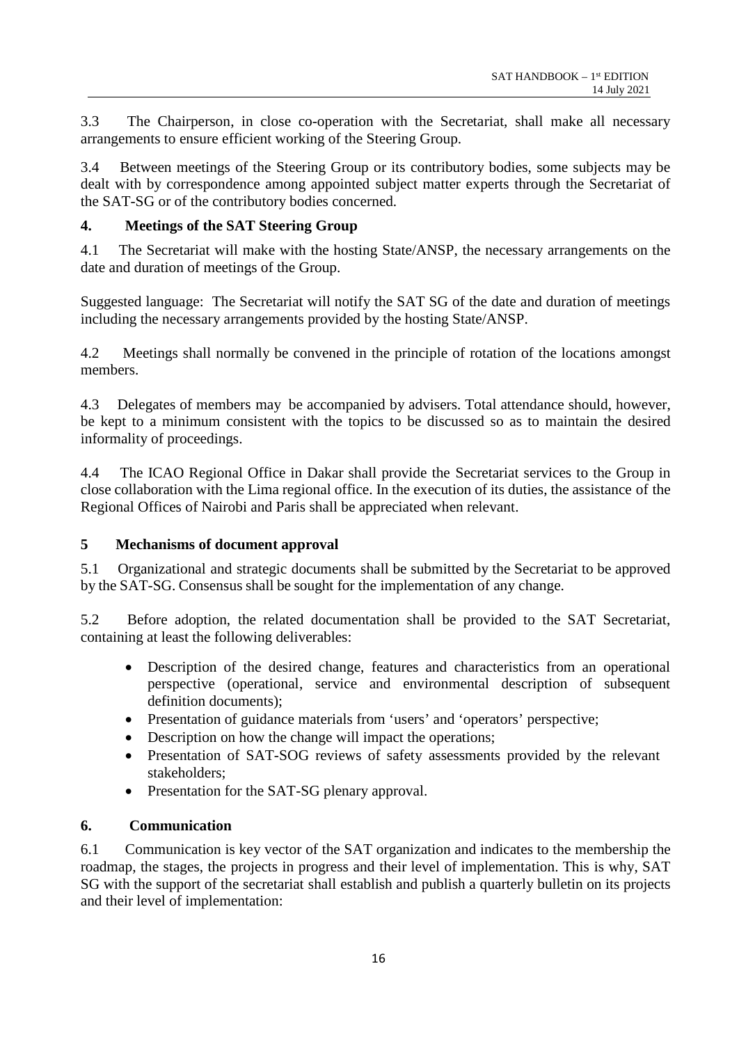3.3 The Chairperson, in close co-operation with the Secretariat, shall make all necessary arrangements to ensure efficient working of the Steering Group.

3.4 Between meetings of the Steering Group or its contributory bodies, some subjects may be dealt with by correspondence among appointed subject matter experts through the Secretariat of the SAT-SG or of the contributory bodies concerned.

## 4. Meetings of the SAT Steering Group

4.1 The Secretariat will make with the hosting State/ANSP, the necessary arrangements on the date and duration of meetings of the Group.

Suggested language: The Secretariat will notify the SAT SG of the date and duration of meetings including the necessary arrangements provided by the hosting State/ANSP.

4.2 Meetings shall normally be convened in the principle of rotation of the locations amongst members.

4.3 Delegates of members may be accompanied by advisers. Total attendance should, however, be kept to a minimum consistent with the topics to be discussed so as to maintain the desired informality of proceedings.

4.4 The ICAO Regional Office in Dakar shall provide the Secretariat services to the Group in close collaboration with the Lima regional office. In the execution of its duties, the assistance of the Regional Offices of Nairobi and Paris shall be appreciated when relevant.

## 5 Mechanisms of document approval

5.1 Organizational and strategic documents shall be submitted by the Secretariat to be approved by the SAT-SG. Consensus shall be sought for the implementation of any change.

5.2 Before adoption, the related documentation shall be provided to the SAT Secretariat, containing at least the following deliverables:

- Description of the desired change, features and characteristics from an operational perspective (operational, service and environmental description of subsequent definition documents);
- Presentation of guidance materials from 'users' and 'operators' perspective;
- Description on how the change will impact the operations;
- Presentation of SAT-SOG reviews of safety assessments provided by the relevant stakeholders;
- Presentation for the SAT-SG plenary approval.

## 6. Communication

6.1 Communication is key vector of the SAT organization and indicates to the membership the roadmap, the stages, the projects in progress and their level of implementation. This is why, SAT SG with the support of the secretariat shall establish and publish a quarterly bulletin on its projects and their level of implementation: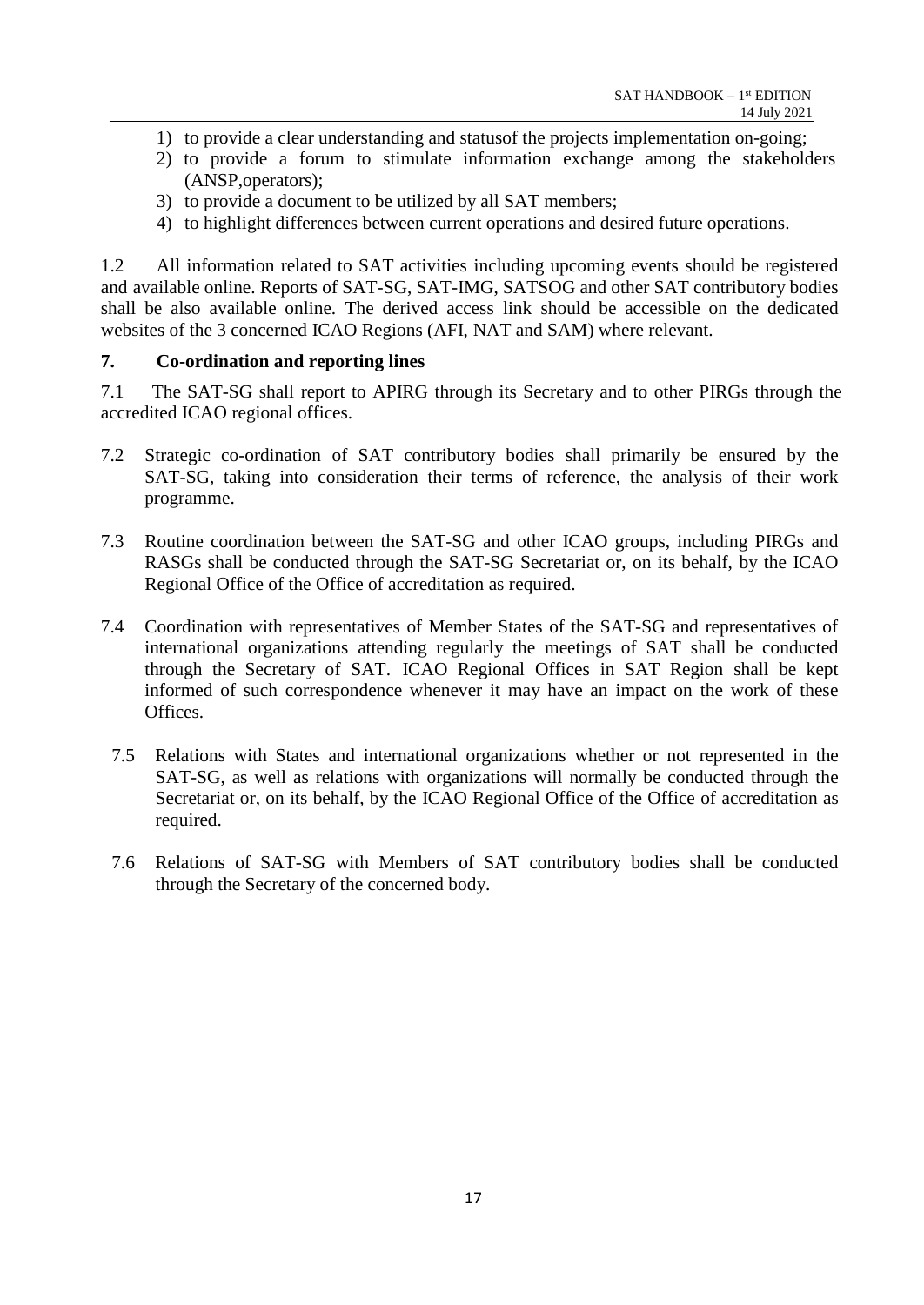1) to provide a clear understanding and statusof the projects implementation on-going;
2) to provide a forum to stimulate information exchange among the stakeholders (ANSP,operators);
3) to provide a document to be utilized by all SAT members;
4) to highlight differences between current operations and desired future operations.

1.2 All information related to SAT activities including upcoming events should be registered and available online. Reports of SAT-SG, SAT-IMG, SATSOG and other SAT contributory bodies shall be also available online. The derived access link should be accessible on the dedicated websites of the 3 concerned ICAO Regions (AFI, NAT and SAM) where relevant.

## 7. Co-ordination and reporting lines

7.1 The SAT-SG shall report to APIRG through its Secretary and to other PIRGs through the accredited ICAO regional offices.

7.2 Strategic co-ordination of SAT contributory bodies shall primarily be ensured by the SAT-SG, taking into consideration their terms of reference, the analysis of their work programme.

7.3 Routine coordination between the SAT-SG and other ICAO groups, including PIRGs and RASGs shall be conducted through the SAT-SG Secretariat or, on its behalf, by the ICAO Regional Office of the Office of accreditation as required.

7.4 Coordination with representatives of Member States of the SAT-SG and representatives of international organizations attending regularly the meetings of SAT shall be conducted through the Secretary of SAT. ICAO Regional Offices in SAT Region shall be kept informed of such correspondence whenever it may have an impact on the work of these Offices.

7.5 Relations with States and international organizations whether or not represented in the SAT-SG, as well as relations with organizations will normally be conducted through the Secretariat or, on its behalf, by the ICAO Regional Office of the Office of accreditation as required.

7.6 Relations of SAT-SG with Members of SAT contributory bodies shall be conducted through the Secretary of the concerned body.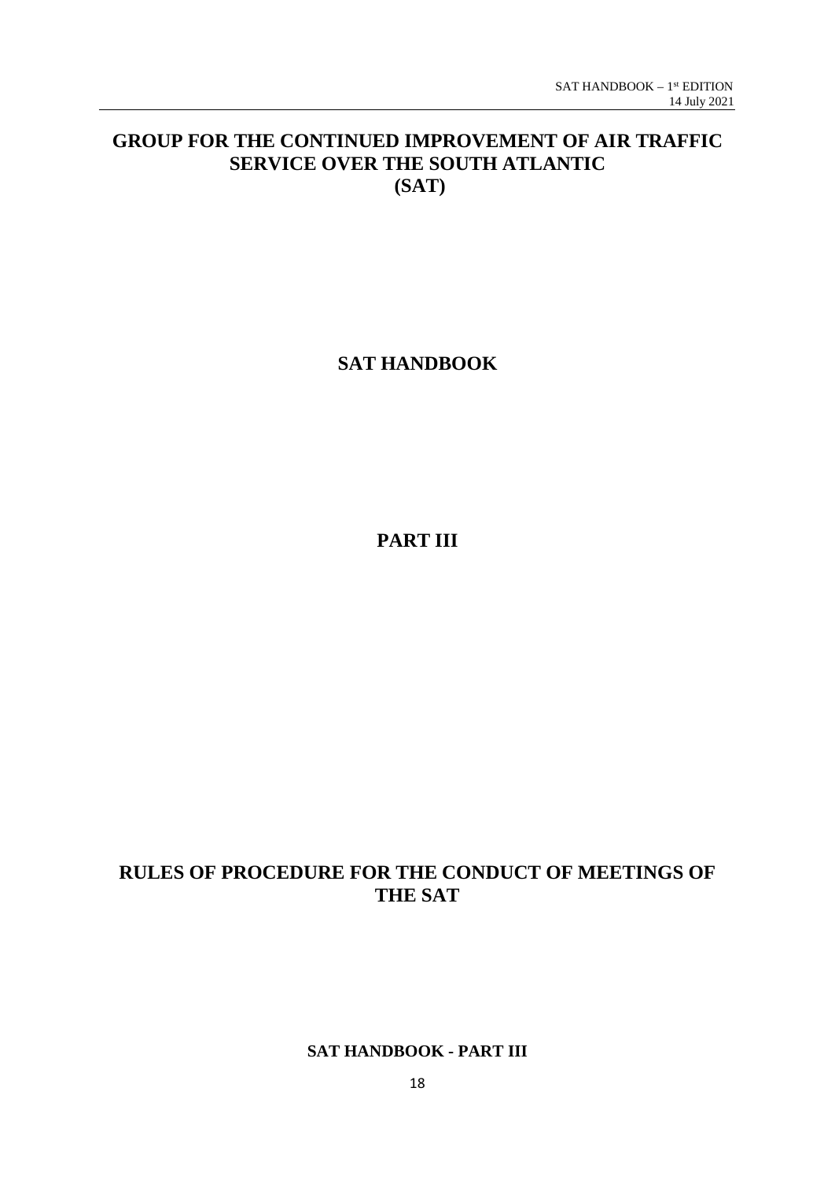# GROUP FOR THE CONTINUED IMPROVEMENT OF AIR TRAFFIC SERVICE OVER THE SOUTH ATLANTIC (SAT)

# SAT HANDBOOK

# PART III

# RULES OF PROCEDURE FOR THE CONDUCT OF MEETINGS OF THE SAT

**SAT HANDBOOK - PART III**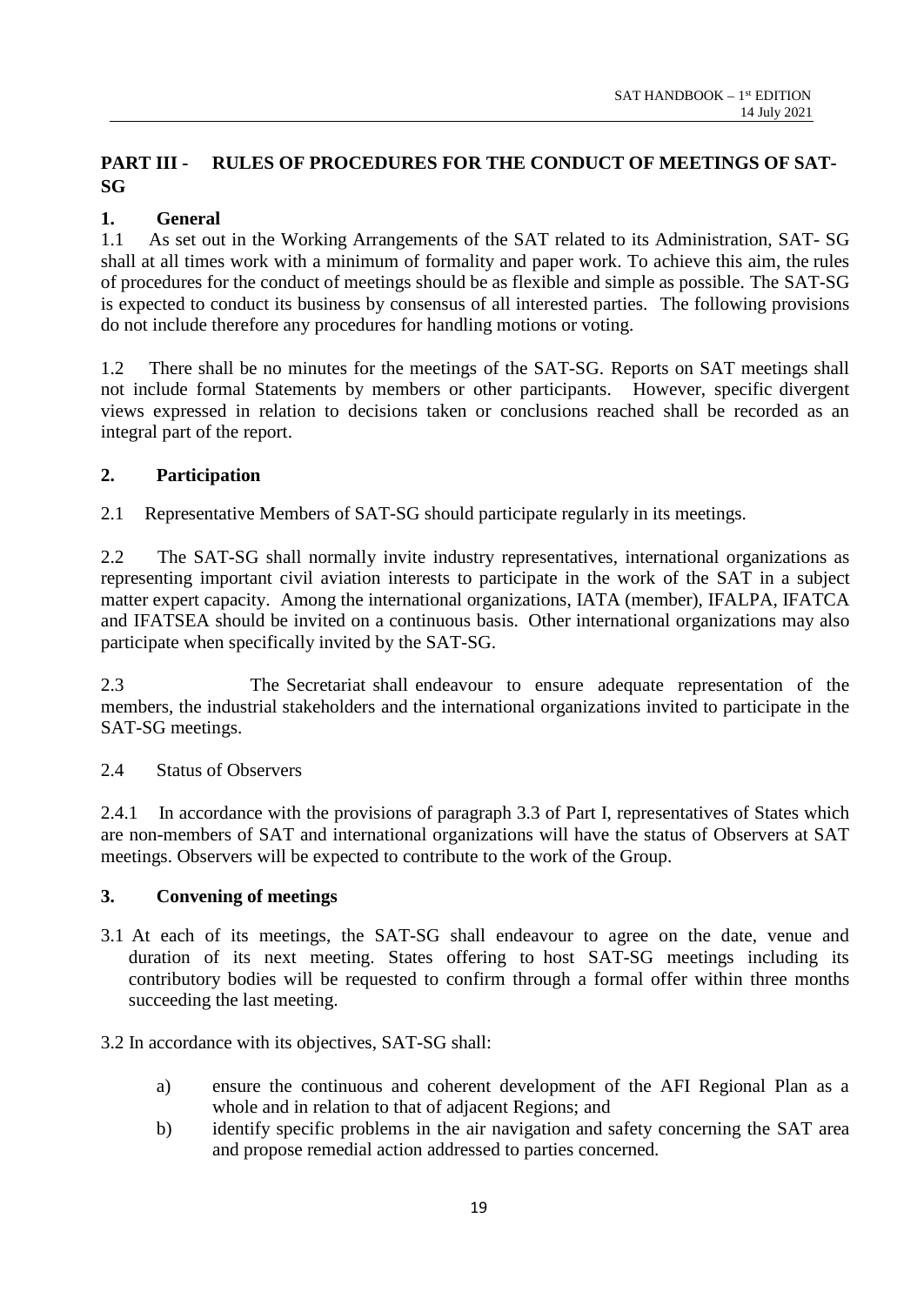## PART III - RULES OF PROCEDURES FOR THE CONDUCT OF MEETINGS OF SAT-SG

### 1. General

1.1 As set out in the Working Arrangements of the SAT related to its Administration, SAT- SG shall at all times work with a minimum of formality and paper work. To achieve this aim, the rules of procedures for the conduct of meetings should be as flexible and simple as possible. The SAT-SG is expected to conduct its business by consensus of all interested parties. The following provisions do not include therefore any procedures for handling motions or voting.

1.2 There shall be no minutes for the meetings of the SAT-SG. Reports on SAT meetings shall not include formal Statements by members or other participants. However, specific divergent views expressed in relation to decisions taken or conclusions reached shall be recorded as an integral part of the report.

### 2. Participation

2.1 Representative Members of SAT-SG should participate regularly in its meetings.

2.2 The SAT-SG shall normally invite industry representatives, international organizations as representing important civil aviation interests to participate in the work of the SAT in a subject matter expert capacity. Among the international organizations, IATA (member), IFALPA, IFATCA and IFATSEA should be invited on a continuous basis. Other international organizations may also participate when specifically invited by the SAT-SG.

2.3 The Secretariat shall endeavour to ensure adequate representation of the members, the industrial stakeholders and the international organizations invited to participate in the SAT-SG meetings.

2.4 Status of Observers

2.4.1 In accordance with the provisions of paragraph 3.3 of Part I, representatives of States which are non-members of SAT and international organizations will have the status of Observers at SAT meetings. Observers will be expected to contribute to the work of the Group.

### 3. Convening of meetings

3.1 At each of its meetings, the SAT-SG shall endeavour to agree on the date, venue and duration of its next meeting. States offering to host SAT-SG meetings including its contributory bodies will be requested to confirm through a formal offer within three months succeeding the last meeting.

3.2 In accordance with its objectives, SAT-SG shall:

a) ensure the continuous and coherent development of the AFI Regional Plan as a whole and in relation to that of adjacent Regions; and

b) identify specific problems in the air navigation and safety concerning the SAT area and propose remedial action addressed to parties concerned.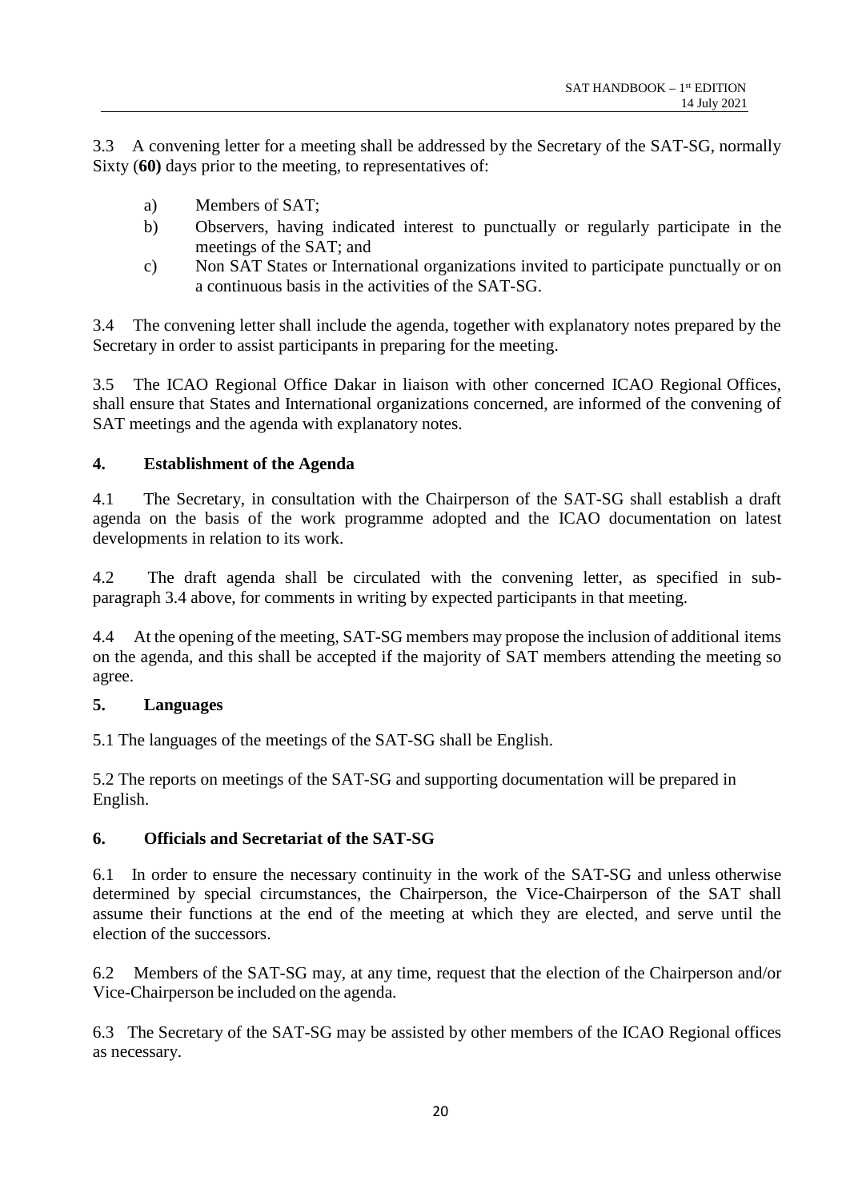3.3 A convening letter for a meeting shall be addressed by the Secretary of the SAT-SG, normally Sixty (**60)** days prior to the meeting, to representatives of:

a) Members of SAT;
b) Observers, having indicated interest to punctually or regularly participate in the meetings of the SAT; and
c) Non SAT States or International organizations invited to participate punctually or on a continuous basis in the activities of the SAT-SG.

3.4 The convening letter shall include the agenda, together with explanatory notes prepared by the Secretary in order to assist participants in preparing for the meeting.

3.5 The ICAO Regional Office Dakar in liaison with other concerned ICAO Regional Offices, shall ensure that States and International organizations concerned, are informed of the convening of SAT meetings and the agenda with explanatory notes.

## 4. Establishment of the Agenda

4.1 The Secretary, in consultation with the Chairperson of the SAT-SG shall establish a draft agenda on the basis of the work programme adopted and the ICAO documentation on latest developments in relation to its work.

4.2 The draft agenda shall be circulated with the convening letter, as specified in sub-paragraph 3.4 above, for comments in writing by expected participants in that meeting.

4.4 At the opening of the meeting, SAT-SG members may propose the inclusion of additional items on the agenda, and this shall be accepted if the majority of SAT members attending the meeting so agree.

## 5. Languages

5.1 The languages of the meetings of the SAT-SG shall be English.

5.2 The reports on meetings of the SAT-SG and supporting documentation will be prepared in English.

## 6. Officials and Secretariat of the SAT-SG

6.1 In order to ensure the necessary continuity in the work of the SAT-SG and unless otherwise determined by special circumstances, the Chairperson, the Vice-Chairperson of the SAT shall assume their functions at the end of the meeting at which they are elected, and serve until the election of the successors.

6.2 Members of the SAT-SG may, at any time, request that the election of the Chairperson and/or Vice-Chairperson be included on the agenda.

6.3 The Secretary of the SAT-SG may be assisted by other members of the ICAO Regional offices as necessary.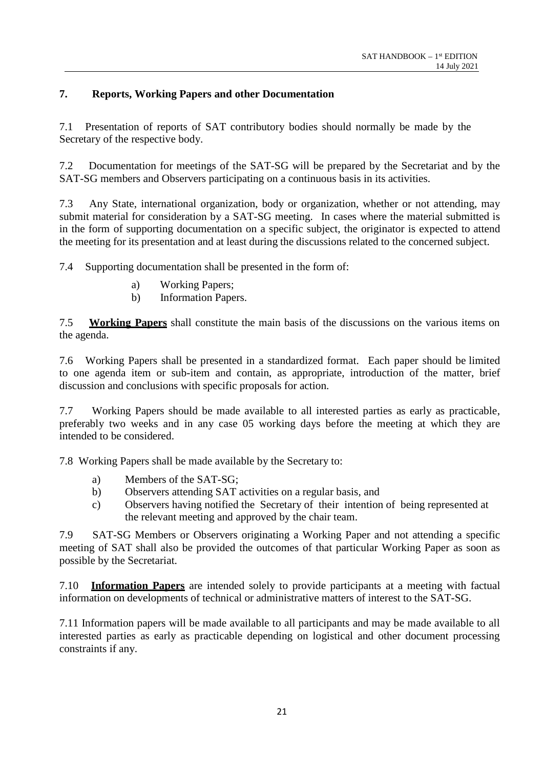## 7. Reports, Working Papers and other Documentation

7.1 Presentation of reports of SAT contributory bodies should normally be made by the Secretary of the respective body.

7.2 Documentation for meetings of the SAT-SG will be prepared by the Secretariat and by the SAT-SG members and Observers participating on a continuous basis in its activities.

7.3 Any State, international organization, body or organization, whether or not attending, may submit material for consideration by a SAT-SG meeting. In cases where the material submitted is in the form of supporting documentation on a specific subject, the originator is expected to attend the meeting for its presentation and at least during the discussions related to the concerned subject.

7.4 Supporting documentation shall be presented in the form of:

a) Working Papers;
b) Information Papers.

7.5 **Working Papers** shall constitute the main basis of the discussions on the various items on the agenda.

7.6 Working Papers shall be presented in a standardized format. Each paper should be limited to one agenda item or sub-item and contain, as appropriate, introduction of the matter, brief discussion and conclusions with specific proposals for action.

7.7 Working Papers should be made available to all interested parties as early as practicable, preferably two weeks and in any case 05 working days before the meeting at which they are intended to be considered.

7.8 Working Papers shall be made available by the Secretary to:

a) Members of the SAT-SG;
b) Observers attending SAT activities on a regular basis, and
c) Observers having notified the Secretary of their intention of being represented at the relevant meeting and approved by the chair team.

7.9 SAT-SG Members or Observers originating a Working Paper and not attending a specific meeting of SAT shall also be provided the outcomes of that particular Working Paper as soon as possible by the Secretariat.

7.10 **Information Papers** are intended solely to provide participants at a meeting with factual information on developments of technical or administrative matters of interest to the SAT-SG.

7.11 Information papers will be made available to all participants and may be made available to all interested parties as early as practicable depending on logistical and other document processing constraints if any.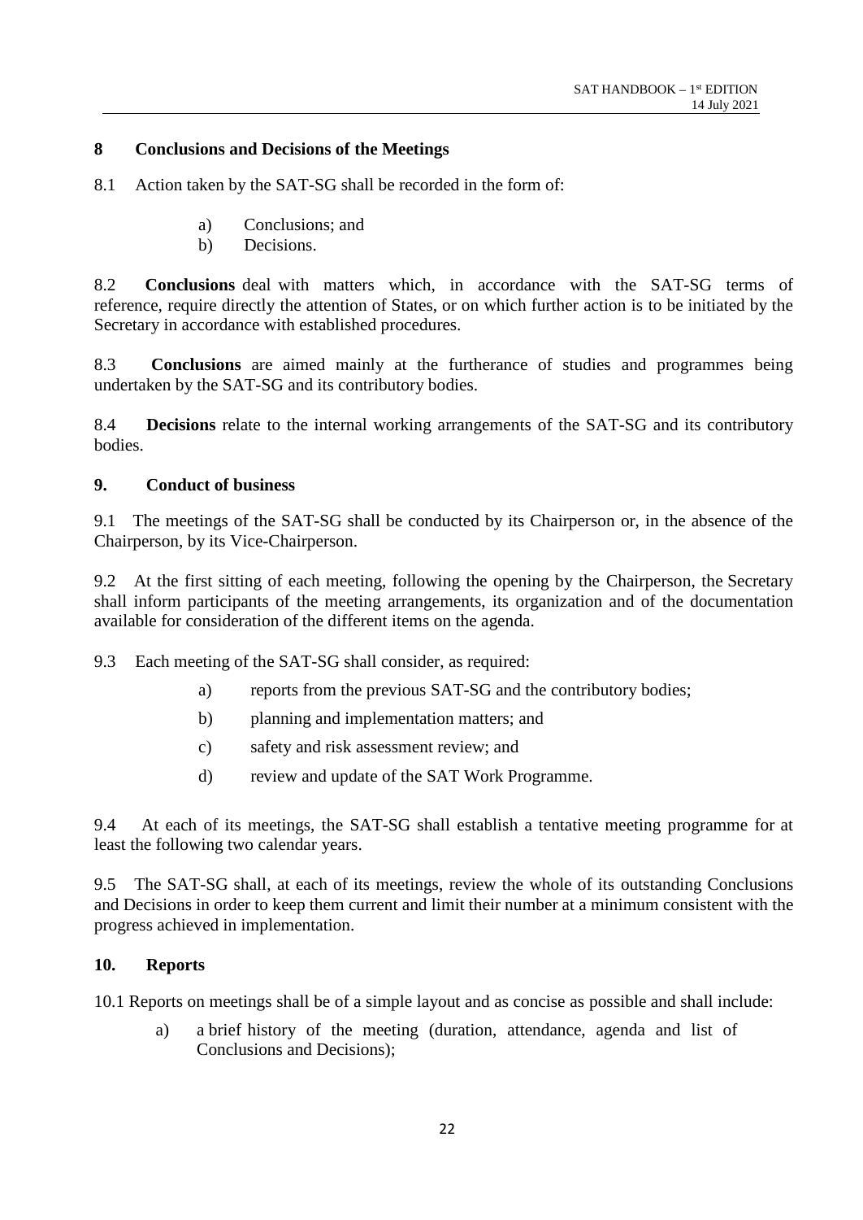## 8 Conclusions and Decisions of the Meetings

8.1 Action taken by the SAT-SG shall be recorded in the form of:

a) Conclusions; and
b) Decisions.

8.2 **Conclusions** deal with matters which, in accordance with the SAT-SG terms of reference, require directly the attention of States, or on which further action is to be initiated by the Secretary in accordance with established procedures.

8.3 **Conclusions** are aimed mainly at the furtherance of studies and programmes being undertaken by the SAT-SG and its contributory bodies.

8.4 **Decisions** relate to the internal working arrangements of the SAT-SG and its contributory bodies.

## 9. Conduct of business

9.1 The meetings of the SAT-SG shall be conducted by its Chairperson or, in the absence of the Chairperson, by its Vice-Chairperson.

9.2 At the first sitting of each meeting, following the opening by the Chairperson, the Secretary shall inform participants of the meeting arrangements, its organization and of the documentation available for consideration of the different items on the agenda.

9.3 Each meeting of the SAT-SG shall consider, as required:

a) reports from the previous SAT-SG and the contributory bodies;

b) planning and implementation matters; and

c) safety and risk assessment review; and

d) review and update of the SAT Work Programme.

9.4 At each of its meetings, the SAT-SG shall establish a tentative meeting programme for at least the following two calendar years.

9.5 The SAT-SG shall, at each of its meetings, review the whole of its outstanding Conclusions and Decisions in order to keep them current and limit their number at a minimum consistent with the progress achieved in implementation.

## 10. Reports

10.1 Reports on meetings shall be of a simple layout and as concise as possible and shall include:

a) a brief history of the meeting (duration, attendance, agenda and list of Conclusions and Decisions);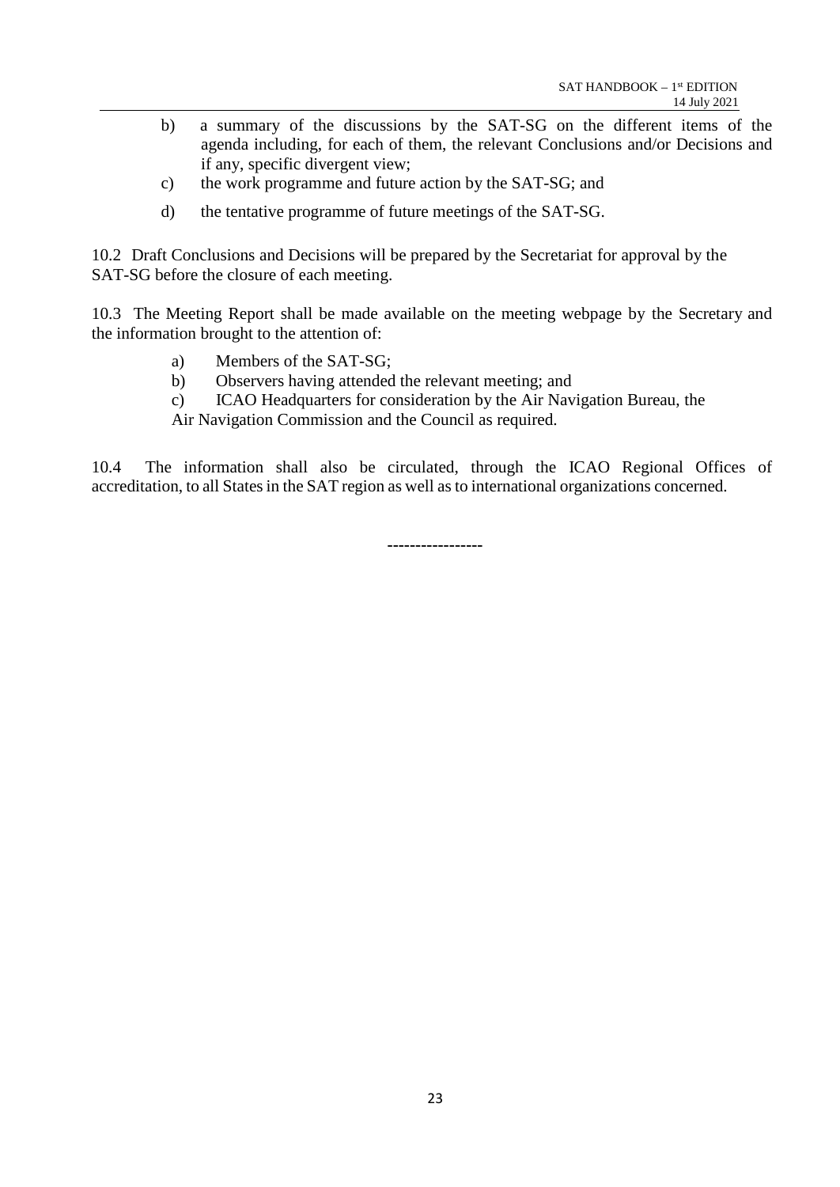b) a summary of the discussions by the SAT-SG on the different items of the agenda including, for each of them, the relevant Conclusions and/or Decisions and if any, specific divergent view;

c) the work programme and future action by the SAT-SG; and

d) the tentative programme of future meetings of the SAT-SG.

10.2 Draft Conclusions and Decisions will be prepared by the Secretariat for approval by the SAT-SG before the closure of each meeting.

10.3 The Meeting Report shall be made available on the meeting webpage by the Secretary and the information brought to the attention of:

a) Members of the SAT-SG;

b) Observers having attended the relevant meeting; and

c) ICAO Headquarters for consideration by the Air Navigation Bureau, the Air Navigation Commission and the Council as required.

10.4 The information shall also be circulated, through the ICAO Regional Offices of accreditation, to all States in the SAT region as well as to international organizations concerned.

-----------------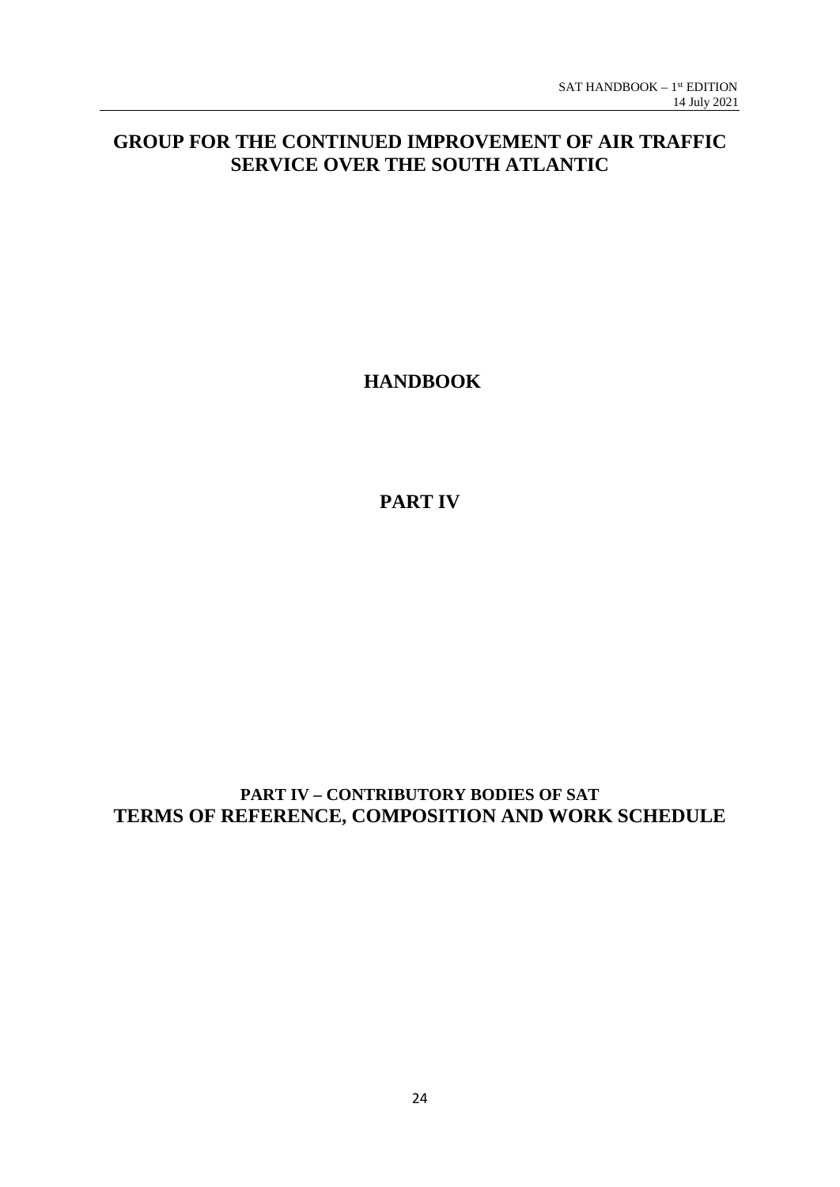# GROUP FOR THE CONTINUED IMPROVEMENT OF AIR TRAFFIC SERVICE OVER THE SOUTH ATLANTIC

# HANDBOOK

# PART IV

## PART IV – CONTRIBUTORY BODIES OF SAT
## TERMS OF REFERENCE, COMPOSITION AND WORK SCHEDULE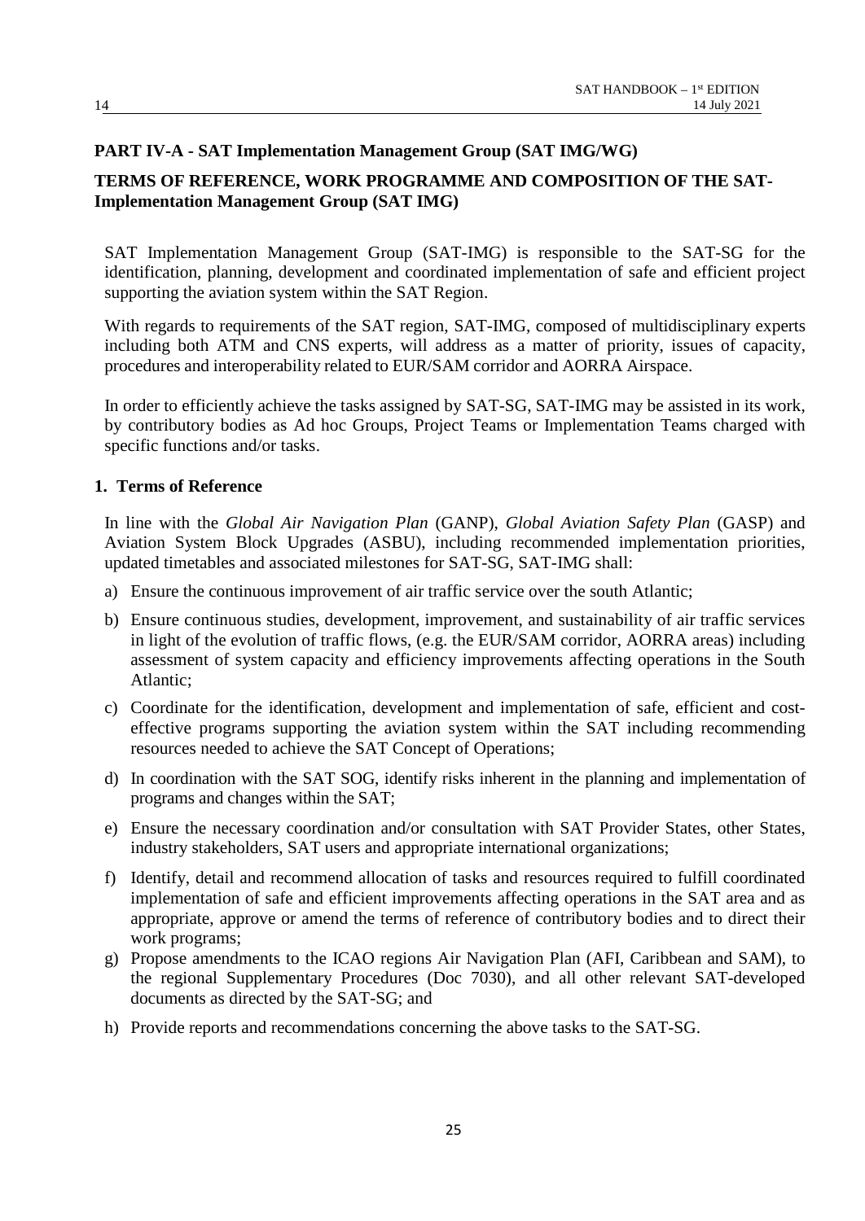## PART IV-A - SAT Implementation Management Group (SAT IMG/WG)

## TERMS OF REFERENCE, WORK PROGRAMME AND COMPOSITION OF THE SAT-Implementation Management Group (SAT IMG)

SAT Implementation Management Group (SAT-IMG) is responsible to the SAT-SG for the identification, planning, development and coordinated implementation of safe and efficient project supporting the aviation system within the SAT Region.

With regards to requirements of the SAT region, SAT-IMG, composed of multidisciplinary experts including both ATM and CNS experts, will address as a matter of priority, issues of capacity, procedures and interoperability related to EUR/SAM corridor and AORRA Airspace.

In order to efficiently achieve the tasks assigned by SAT-SG, SAT-IMG may be assisted in its work, by contributory bodies as Ad hoc Groups, Project Teams or Implementation Teams charged with specific functions and/or tasks.

### 1. Terms of Reference

In line with the *Global Air Navigation Plan* (GANP), *Global Aviation Safety Plan* (GASP) and Aviation System Block Upgrades (ASBU), including recommended implementation priorities, updated timetables and associated milestones for SAT-SG, SAT-IMG shall:

a) Ensure the continuous improvement of air traffic service over the south Atlantic;

b) Ensure continuous studies, development, improvement, and sustainability of air traffic services in light of the evolution of traffic flows, (e.g. the EUR/SAM corridor, AORRA areas) including assessment of system capacity and efficiency improvements affecting operations in the South Atlantic;

c) Coordinate for the identification, development and implementation of safe, efficient and cost-effective programs supporting the aviation system within the SAT including recommending resources needed to achieve the SAT Concept of Operations;

d) In coordination with the SAT SOG, identify risks inherent in the planning and implementation of programs and changes within the SAT;

e) Ensure the necessary coordination and/or consultation with SAT Provider States, other States, industry stakeholders, SAT users and appropriate international organizations;

f) Identify, detail and recommend allocation of tasks and resources required to fulfill coordinated implementation of safe and efficient improvements affecting operations in the SAT area and as appropriate, approve or amend the terms of reference of contributory bodies and to direct their work programs;

g) Propose amendments to the ICAO regions Air Navigation Plan (AFI, Caribbean and SAM), to the regional Supplementary Procedures (Doc 7030), and all other relevant SAT-developed documents as directed by the SAT-SG; and

h) Provide reports and recommendations concerning the above tasks to the SAT-SG.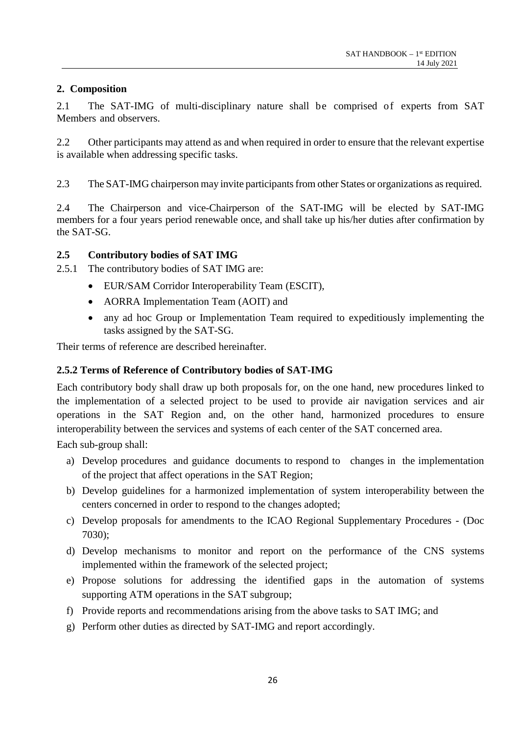## 2. Composition

2.1 The SAT-IMG of multi-disciplinary nature shall be comprised of experts from SAT Members and observers.

2.2 Other participants may attend as and when required in order to ensure that the relevant expertise is available when addressing specific tasks.

2.3 The SAT-IMG chairperson may invite participants from other States or organizations as required.

2.4 The Chairperson and vice-Chairperson of the SAT-IMG will be elected by SAT-IMG members for a four years period renewable once, and shall take up his/her duties after confirmation by the SAT-SG.

### 2.5 Contributory bodies of SAT IMG

2.5.1 The contributory bodies of SAT IMG are:

- EUR/SAM Corridor Interoperability Team (ESCIT),
- AORRA Implementation Team (AOIT) and
- any ad hoc Group or Implementation Team required to expeditiously implementing the tasks assigned by the SAT-SG.

Their terms of reference are described hereinafter.

### 2.5.2 Terms of Reference of Contributory bodies of SAT-IMG

Each contributory body shall draw up both proposals for, on the one hand, new procedures linked to the implementation of a selected project to be used to provide air navigation services and air operations in the SAT Region and, on the other hand, harmonized procedures to ensure interoperability between the services and systems of each center of the SAT concerned area.

Each sub-group shall:

a) Develop procedures and guidance documents to respond to changes in the implementation of the project that affect operations in the SAT Region;
b) Develop guidelines for a harmonized implementation of system interoperability between the centers concerned in order to respond to the changes adopted;
c) Develop proposals for amendments to the ICAO Regional Supplementary Procedures - (Doc 7030);
d) Develop mechanisms to monitor and report on the performance of the CNS systems implemented within the framework of the selected project;
e) Propose solutions for addressing the identified gaps in the automation of systems supporting ATM operations in the SAT subgroup;
f) Provide reports and recommendations arising from the above tasks to SAT IMG; and
g) Perform other duties as directed by SAT-IMG and report accordingly.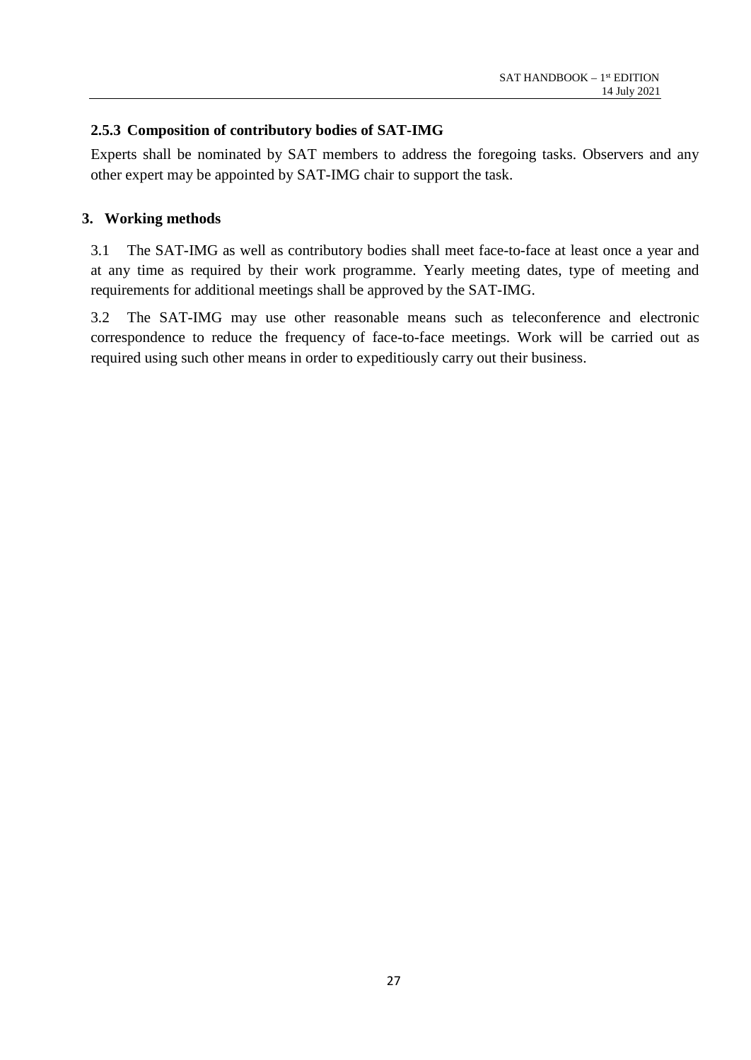### 2.5.3 Composition of contributory bodies of SAT-IMG

Experts shall be nominated by SAT members to address the foregoing tasks. Observers and any other expert may be appointed by SAT-IMG chair to support the task.

## 3. Working methods

3.1 The SAT-IMG as well as contributory bodies shall meet face-to-face at least once a year and at any time as required by their work programme. Yearly meeting dates, type of meeting and requirements for additional meetings shall be approved by the SAT-IMG.

3.2 The SAT-IMG may use other reasonable means such as teleconference and electronic correspondence to reduce the frequency of face-to-face meetings. Work will be carried out as required using such other means in order to expeditiously carry out their business.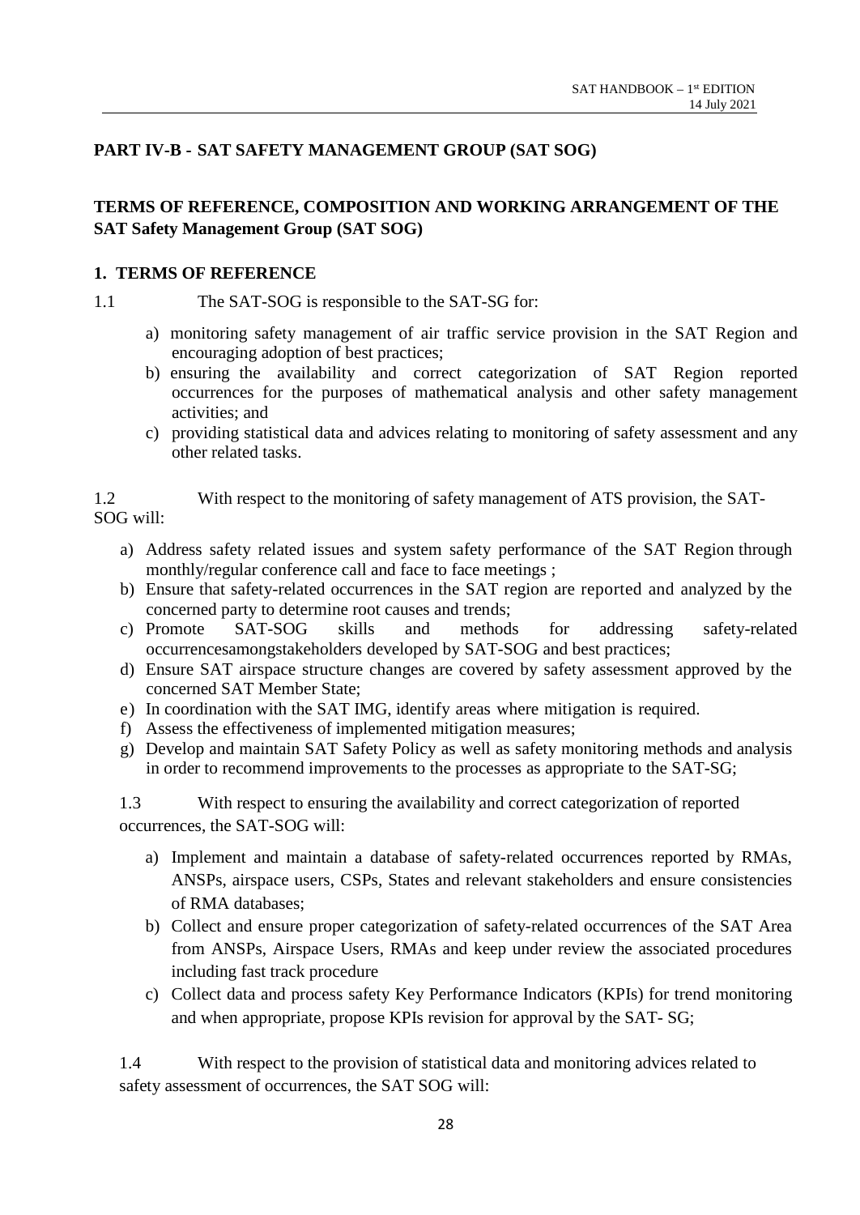## PART IV-B - SAT SAFETY MANAGEMENT GROUP (SAT SOG)

## TERMS OF REFERENCE, COMPOSITION AND WORKING ARRANGEMENT OF THE SAT Safety Management Group (SAT SOG)

### 1. TERMS OF REFERENCE

1.1 The SAT-SOG is responsible to the SAT-SG for:

a) monitoring safety management of air traffic service provision in the SAT Region and encouraging adoption of best practices;
b) ensuring the availability and correct categorization of SAT Region reported occurrences for the purposes of mathematical analysis and other safety management activities; and
c) providing statistical data and advices relating to monitoring of safety assessment and any other related tasks.

1.2 With respect to the monitoring of safety management of ATS provision, the SAT-SOG will:

a) Address safety related issues and system safety performance of the SAT Region through monthly/regular conference call and face to face meetings ;
b) Ensure that safety-related occurrences in the SAT region are reported and analyzed by the concerned party to determine root causes and trends;
c) Promote SAT-SOG skills and methods for addressing safety-related occurrencesamongstakeholders developed by SAT-SOG and best practices;
d) Ensure SAT airspace structure changes are covered by safety assessment approved by the concerned SAT Member State;
e) In coordination with the SAT IMG, identify areas where mitigation is required.
f) Assess the effectiveness of implemented mitigation measures;
g) Develop and maintain SAT Safety Policy as well as safety monitoring methods and analysis in order to recommend improvements to the processes as appropriate to the SAT-SG;

1.3 With respect to ensuring the availability and correct categorization of reported occurrences, the SAT-SOG will:

a) Implement and maintain a database of safety-related occurrences reported by RMAs, ANSPs, airspace users, CSPs, States and relevant stakeholders and ensure consistencies of RMA databases;
b) Collect and ensure proper categorization of safety-related occurrences of the SAT Area from ANSPs, Airspace Users, RMAs and keep under review the associated procedures including fast track procedure
c) Collect data and process safety Key Performance Indicators (KPIs) for trend monitoring and when appropriate, propose KPIs revision for approval by the SAT- SG;

1.4 With respect to the provision of statistical data and monitoring advices related to safety assessment of occurrences, the SAT SOG will: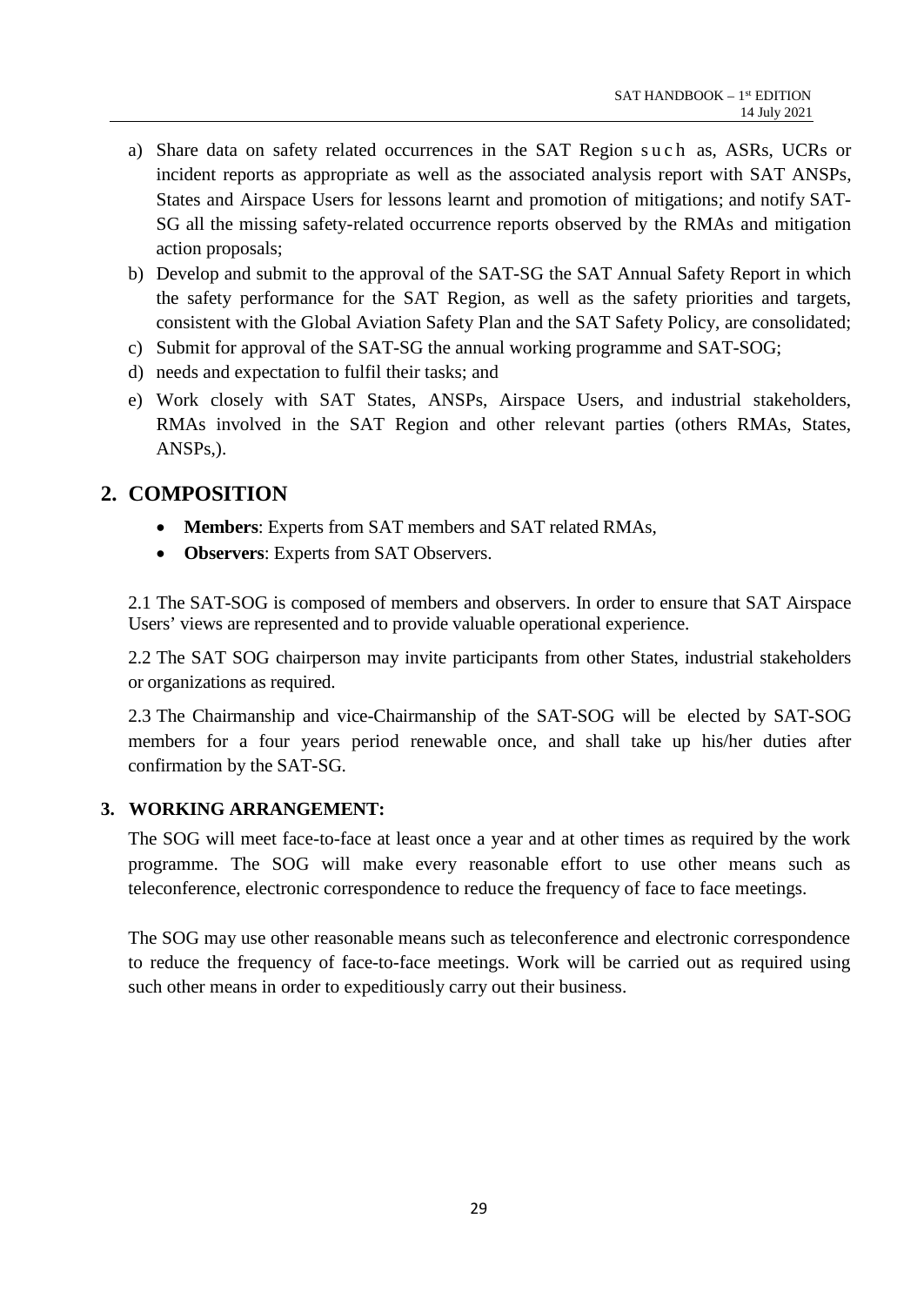a) Share data on safety related occurrences in the SAT Region such as, ASRs, UCRs or incident reports as appropriate as well as the associated analysis report with SAT ANSPs, States and Airspace Users for lessons learnt and promotion of mitigations; and notify SAT-SG all the missing safety-related occurrence reports observed by the RMAs and mitigation action proposals;
b) Develop and submit to the approval of the SAT-SG the SAT Annual Safety Report in which the safety performance for the SAT Region, as well as the safety priorities and targets, consistent with the Global Aviation Safety Plan and the SAT Safety Policy, are consolidated;
c) Submit for approval of the SAT-SG the annual working programme and SAT-SOG;
d) needs and expectation to fulfil their tasks; and
e) Work closely with SAT States, ANSPs, Airspace Users, and industrial stakeholders, RMAs involved in the SAT Region and other relevant parties (others RMAs, States, ANSPs,).

## 2. COMPOSITION

- **Members**: Experts from SAT members and SAT related RMAs,
- **Observers**: Experts from SAT Observers.

2.1 The SAT-SOG is composed of members and observers. In order to ensure that SAT Airspace Users' views are represented and to provide valuable operational experience.

2.2 The SAT SOG chairperson may invite participants from other States, industrial stakeholders or organizations as required.

2.3 The Chairmanship and vice-Chairmanship of the SAT-SOG will be elected by SAT-SOG members for a four years period renewable once, and shall take up his/her duties after confirmation by the SAT-SG.

### 3. WORKING ARRANGEMENT:

The SOG will meet face-to-face at least once a year and at other times as required by the work programme. The SOG will make every reasonable effort to use other means such as teleconference, electronic correspondence to reduce the frequency of face to face meetings.

The SOG may use other reasonable means such as teleconference and electronic correspondence to reduce the frequency of face-to-face meetings. Work will be carried out as required using such other means in order to expeditiously carry out their business.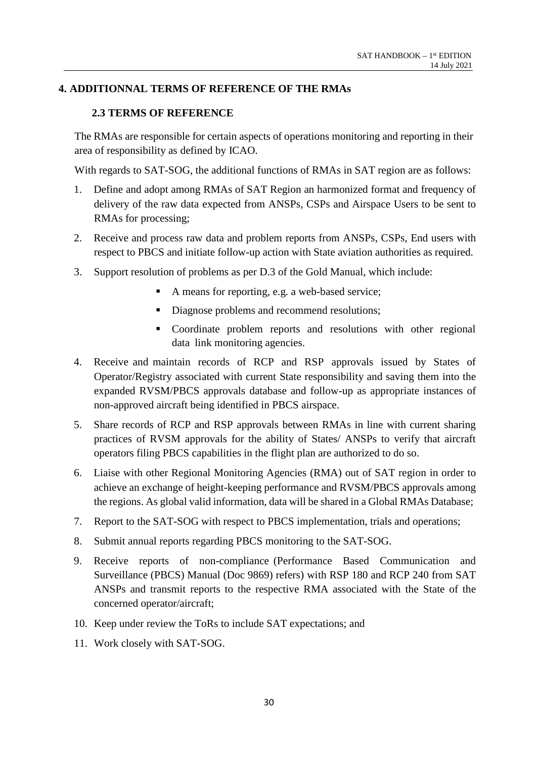# 4. ADDITIONNAL TERMS OF REFERENCE OF THE RMAs

## 2.3 TERMS OF REFERENCE

The RMAs are responsible for certain aspects of operations monitoring and reporting in their area of responsibility as defined by ICAO.

With regards to SAT-SOG, the additional functions of RMAs in SAT region are as follows:

1. Define and adopt among RMAs of SAT Region an harmonized format and frequency of delivery of the raw data expected from ANSPs, CSPs and Airspace Users to be sent to RMAs for processing;
2. Receive and process raw data and problem reports from ANSPs, CSPs, End users with respect to PBCS and initiate follow-up action with State aviation authorities as required.
3. Support resolution of problems as per D.3 of the Gold Manual, which include:
   - A means for reporting, e.g. a web-based service;
   - Diagnose problems and recommend resolutions;
   - Coordinate problem reports and resolutions with other regional data link monitoring agencies.
4. Receive and maintain records of RCP and RSP approvals issued by States of Operator/Registry associated with current State responsibility and saving them into the expanded RVSM/PBCS approvals database and follow-up as appropriate instances of non-approved aircraft being identified in PBCS airspace.
5. Share records of RCP and RSP approvals between RMAs in line with current sharing practices of RVSM approvals for the ability of States/ ANSPs to verify that aircraft operators filing PBCS capabilities in the flight plan are authorized to do so.
6. Liaise with other Regional Monitoring Agencies (RMA) out of SAT region in order to achieve an exchange of height-keeping performance and RVSM/PBCS approvals among the regions. As global valid information, data will be shared in a Global RMAs Database;
7. Report to the SAT-SOG with respect to PBCS implementation, trials and operations;
8. Submit annual reports regarding PBCS monitoring to the SAT-SOG.
9. Receive reports of non-compliance (Performance Based Communication and Surveillance (PBCS) Manual (Doc 9869) refers) with RSP 180 and RCP 240 from SAT ANSPs and transmit reports to the respective RMA associated with the State of the concerned operator/aircraft;
10. Keep under review the ToRs to include SAT expectations; and
11. Work closely with SAT-SOG.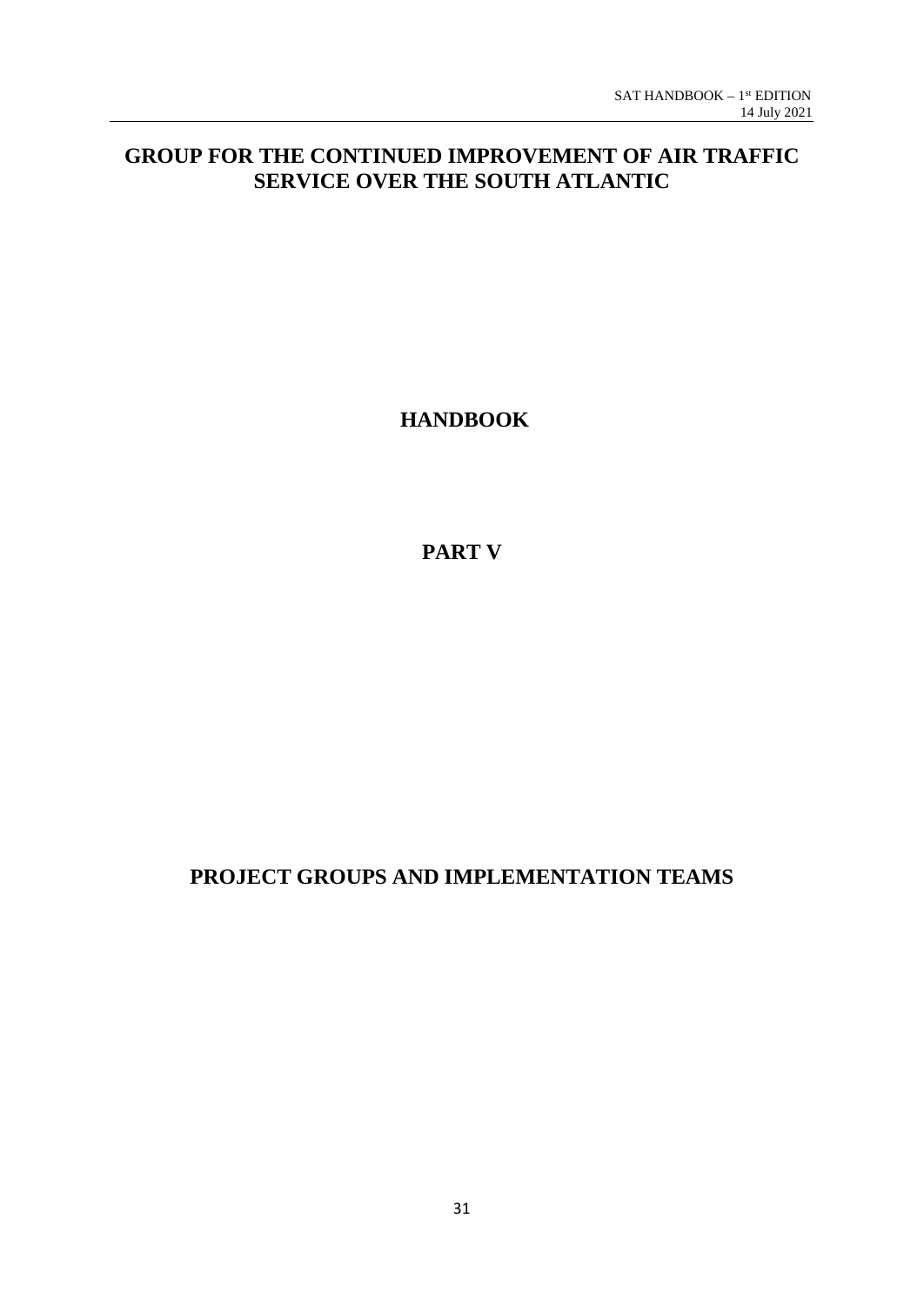# GROUP FOR THE CONTINUED IMPROVEMENT OF AIR TRAFFIC SERVICE OVER THE SOUTH ATLANTIC

# HANDBOOK

# PART V

# PROJECT GROUPS AND IMPLEMENTATION TEAMS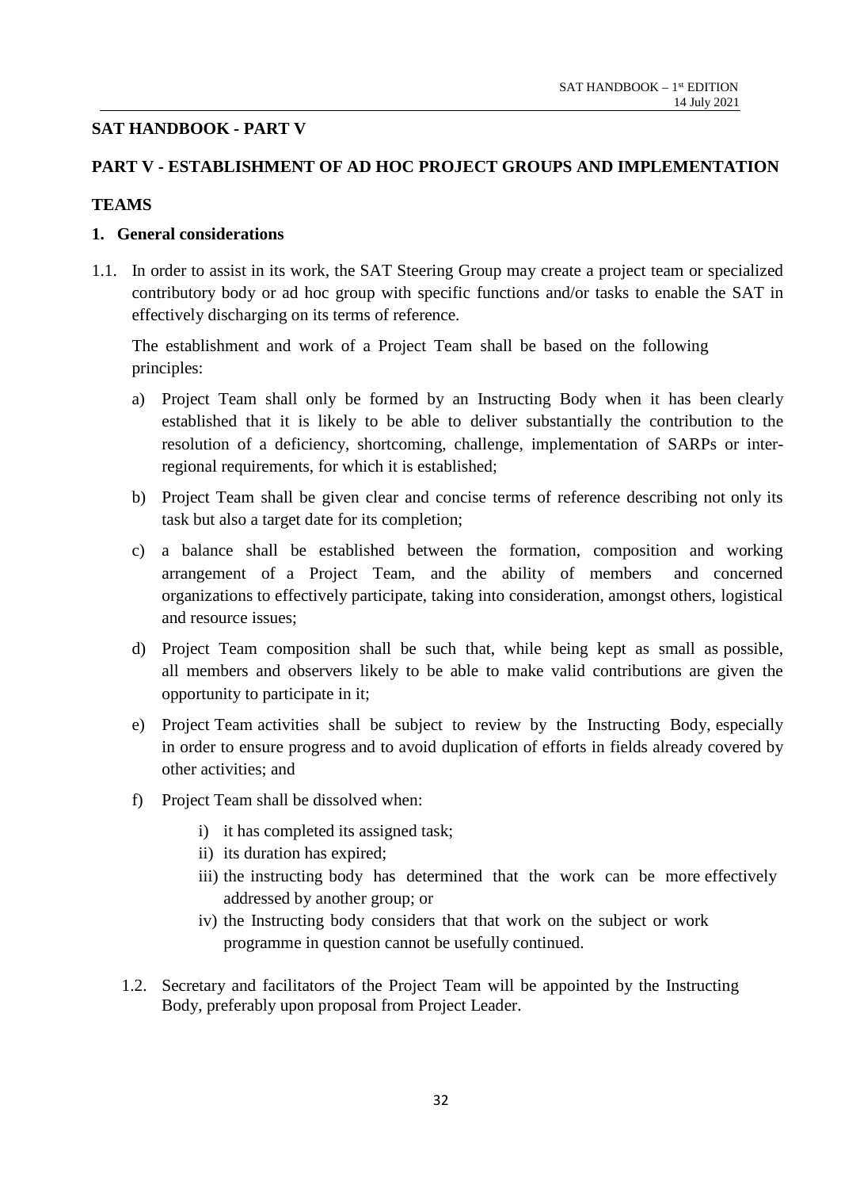## SAT HANDBOOK - PART V

## PART V - ESTABLISHMENT OF AD HOC PROJECT GROUPS AND IMPLEMENTATION TEAMS

### 1. General considerations

1.1. In order to assist in its work, the SAT Steering Group may create a project team or specialized contributory body or ad hoc group with specific functions and/or tasks to enable the SAT in effectively discharging on its terms of reference.

The establishment and work of a Project Team shall be based on the following principles:

a) Project Team shall only be formed by an Instructing Body when it has been clearly established that it is likely to be able to deliver substantially the contribution to the resolution of a deficiency, shortcoming, challenge, implementation of SARPs or inter-regional requirements, for which it is established;

b) Project Team shall be given clear and concise terms of reference describing not only its task but also a target date for its completion;

c) a balance shall be established between the formation, composition and working arrangement of a Project Team, and the ability of members and concerned organizations to effectively participate, taking into consideration, amongst others, logistical and resource issues;

d) Project Team composition shall be such that, while being kept as small as possible, all members and observers likely to be able to make valid contributions are given the opportunity to participate in it;

e) Project Team activities shall be subject to review by the Instructing Body, especially in order to ensure progress and to avoid duplication of efforts in fields already covered by other activities; and

f) Project Team shall be dissolved when:

i) it has completed its assigned task;
ii) its duration has expired;
iii) the instructing body has determined that the work can be more effectively addressed by another group; or
iv) the Instructing body considers that that work on the subject or work programme in question cannot be usefully continued.

1.2. Secretary and facilitators of the Project Team will be appointed by the Instructing Body, preferably upon proposal from Project Leader.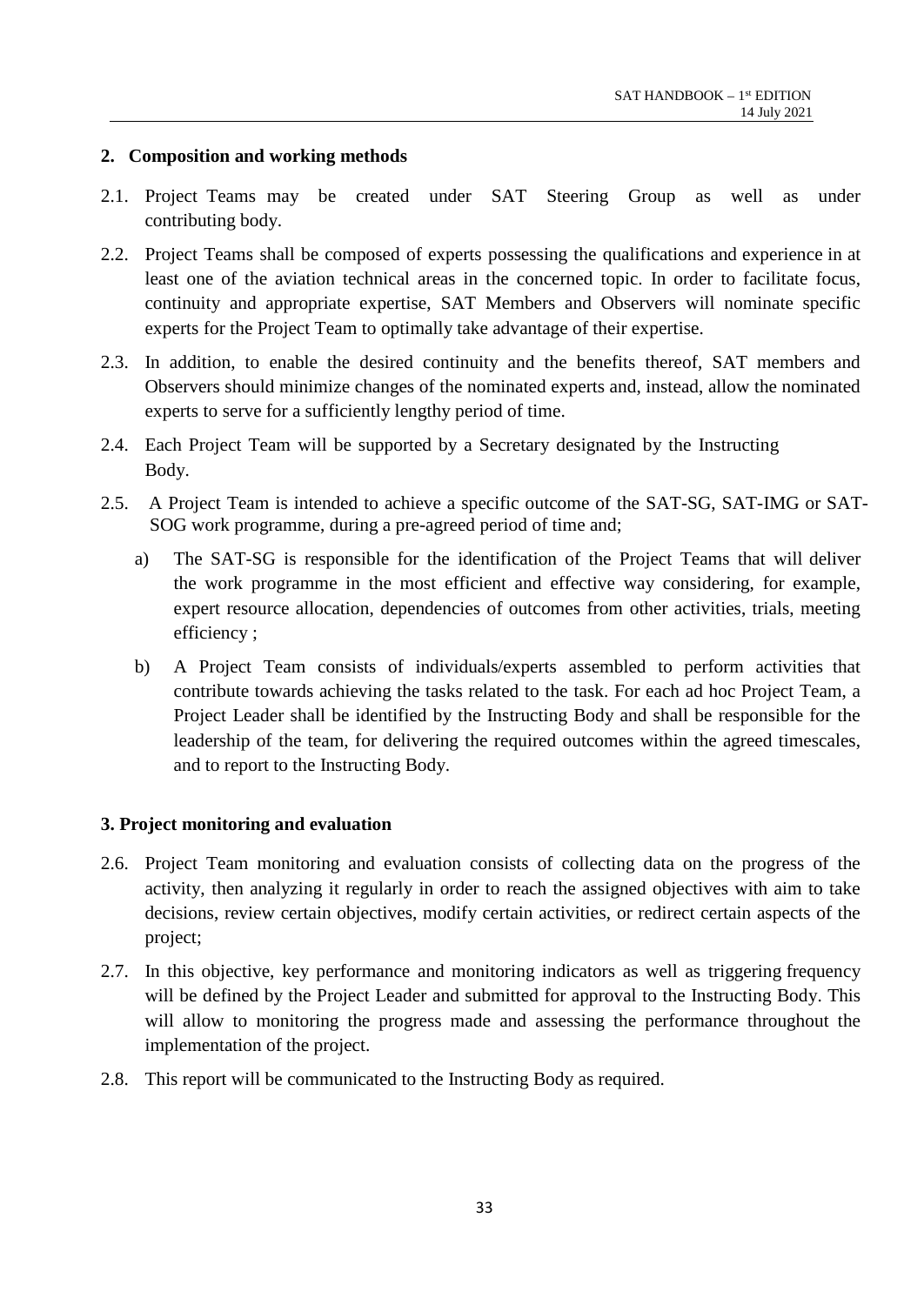## 2. Composition and working methods

2.1. Project Teams may be created under SAT Steering Group as well as under contributing body.

2.2. Project Teams shall be composed of experts possessing the qualifications and experience in at least one of the aviation technical areas in the concerned topic. In order to facilitate focus, continuity and appropriate expertise, SAT Members and Observers will nominate specific experts for the Project Team to optimally take advantage of their expertise.

2.3. In addition, to enable the desired continuity and the benefits thereof, SAT members and Observers should minimize changes of the nominated experts and, instead, allow the nominated experts to serve for a sufficiently lengthy period of time.

2.4. Each Project Team will be supported by a Secretary designated by the Instructing Body.

2.5. A Project Team is intended to achieve a specific outcome of the SAT-SG, SAT-IMG or SAT-SOG work programme, during a pre-agreed period of time and;

a) The SAT-SG is responsible for the identification of the Project Teams that will deliver the work programme in the most efficient and effective way considering, for example, expert resource allocation, dependencies of outcomes from other activities, trials, meeting efficiency ;

b) A Project Team consists of individuals/experts assembled to perform activities that contribute towards achieving the tasks related to the task. For each ad hoc Project Team, a Project Leader shall be identified by the Instructing Body and shall be responsible for the leadership of the team, for delivering the required outcomes within the agreed timescales, and to report to the Instructing Body.

## 3. Project monitoring and evaluation

2.6. Project Team monitoring and evaluation consists of collecting data on the progress of the activity, then analyzing it regularly in order to reach the assigned objectives with aim to take decisions, review certain objectives, modify certain activities, or redirect certain aspects of the project;

2.7. In this objective, key performance and monitoring indicators as well as triggering frequency will be defined by the Project Leader and submitted for approval to the Instructing Body. This will allow to monitoring the progress made and assessing the performance throughout the implementation of the project.

2.8. This report will be communicated to the Instructing Body as required.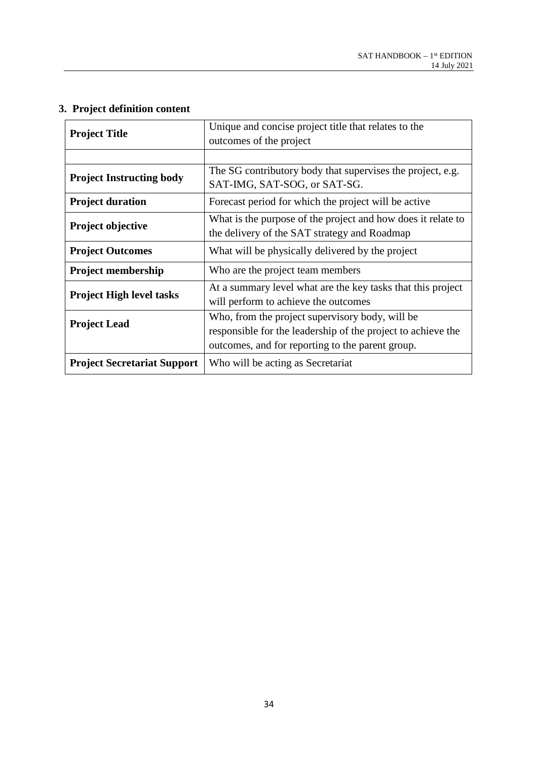## 3. Project definition content

| **Project Title** | Unique and concise project title that relates to the outcomes of the project |
|---|---|
| | |
| **Project Instructing body** | The SG contributory body that supervises the project, e.g. SAT-IMG, SAT-SOG, or SAT-SG. |
| **Project duration** | Forecast period for which the project will be active |
| **Project objective** | What is the purpose of the project and how does it relate to the delivery of the SAT strategy and Roadmap |
| **Project Outcomes** | What will be physically delivered by the project |
| **Project membership** | Who are the project team members |
| **Project High level tasks** | At a summary level what are the key tasks that this project will perform to achieve the outcomes |
| **Project Lead** | Who, from the project supervisory body, will be responsible for the leadership of the project to achieve the outcomes, and for reporting to the parent group. |
| **Project Secretariat Support** | Who will be acting as Secretariat |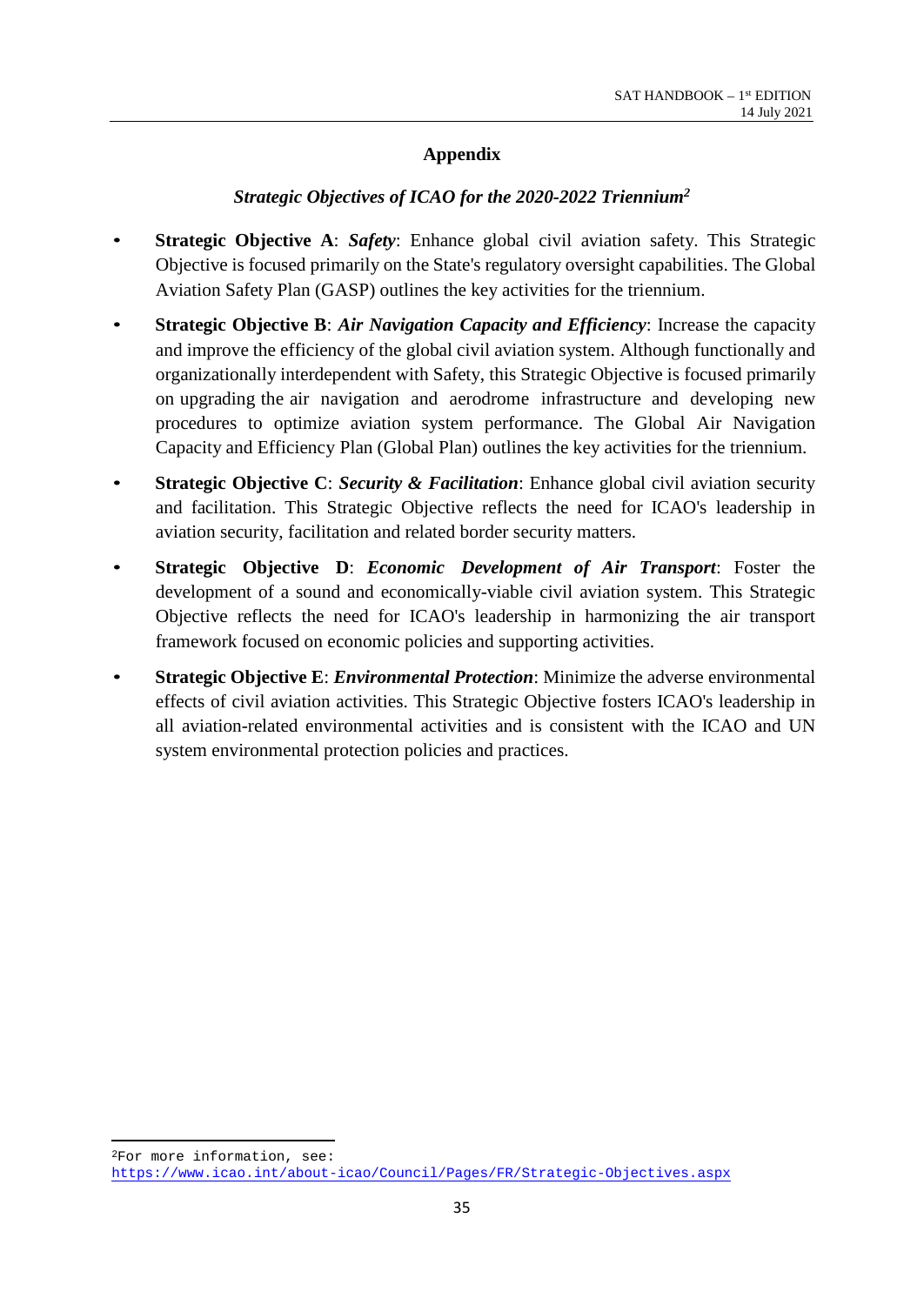## Appendix

### *Strategic Objectives of ICAO for the 2020-2022 Triennium*[2]

- **Strategic Objective A**: ***Safety***: Enhance global civil aviation safety. This Strategic Objective is focused primarily on the State's regulatory oversight capabilities. The Global Aviation Safety Plan (GASP) outlines the key activities for the triennium.
- **Strategic Objective B**: ***Air Navigation Capacity and Efficiency***: Increase the capacity and improve the efficiency of the global civil aviation system. Although functionally and organizationally interdependent with Safety, this Strategic Objective is focused primarily on upgrading the air navigation and aerodrome infrastructure and developing new procedures to optimize aviation system performance. The Global Air Navigation Capacity and Efficiency Plan (Global Plan) outlines the key activities for the triennium.
- **Strategic Objective C**: ***Security & Facilitation***: Enhance global civil aviation security and facilitation. This Strategic Objective reflects the need for ICAO's leadership in aviation security, facilitation and related border security matters.
- **Strategic Objective D**: ***Economic Development of Air Transport***: Foster the development of a sound and economically-viable civil aviation system. This Strategic Objective reflects the need for ICAO's leadership in harmonizing the air transport framework focused on economic policies and supporting activities.
- **Strategic Objective E**: ***Environmental Protection***: Minimize the adverse environmental effects of civil aviation activities. This Strategic Objective fosters ICAO's leadership in all aviation-related environmental activities and is consistent with the ICAO and UN system environmental protection policies and practices.

---

[2] For more information, see: https://www.icao.int/about-icao/Council/Pages/FR/Strategic-Objectives.aspx